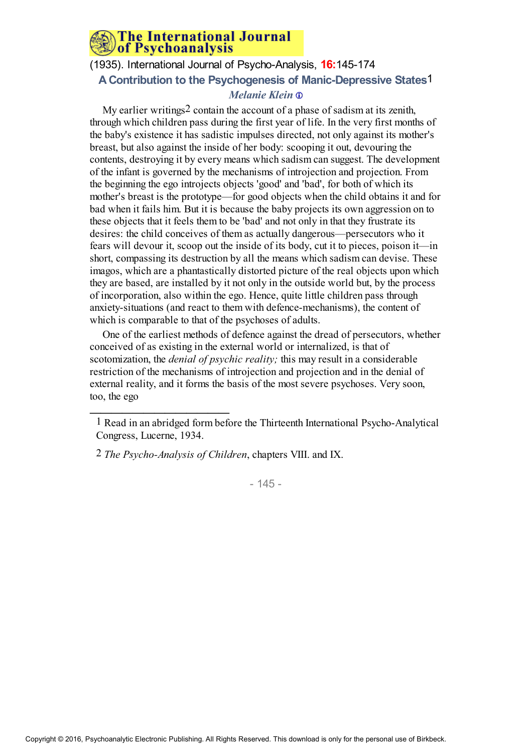# A Contribution to the Psychogenesis of Manic-Depressive States[1]

### *Melanie Klein*

My earlier writings[2] contain the account of a phase of sadism at its zenith, through which children pass during the first year of life. In the very first months of the baby's existence it has sadistic impulses directed, not only against its mother's breast, but also against the inside of her body: scooping it out, devouring the contents, destroying it by every means which sadism can suggest. The development of the infant is governed by the mechanisms of introjection and projection. From the beginning the ego introjects objects 'good' and 'bad', for both of which its mother's breast is the prototype—for good objects when the child obtains it and for bad when it fails him. But it is because the baby projects its own aggression on to these objects that it feels them to be 'bad' and not only in that they frustrate its desires: the child conceives of them as actually dangerous—persecutors who it fears will devour it, scoop out the inside of its body, cut it to pieces, poison it—in short, compassing its destruction by all the means which sadism can devise. These imagos, which are a phantastically distorted picture of the real objects upon which they are based, are installed by it not only in the outside world but, by the process of incorporation, also within the ego. Hence, quite little children pass through anxiety-situations (and react to them with defence-mechanisms), the content of which is comparable to that of the psychoses of adults.

One of the earliest methods of defence against the dread of persecutors, whether conceived of as existing in the external world or internalized, is that of scotomization, the *denial of psychic reality;* this may result in a considerable restriction of the mechanisms of introjection and projection and in the denial of external reality, and it forms the basis of the most severe psychoses. Very soon, too, the ego

---

[1] Read in an abridged form before the Thirteenth International Psycho-Analytical Congress, Lucerne, 1934.

[2] *The Psycho-Analysis of Children*, chapters VIII. and IX.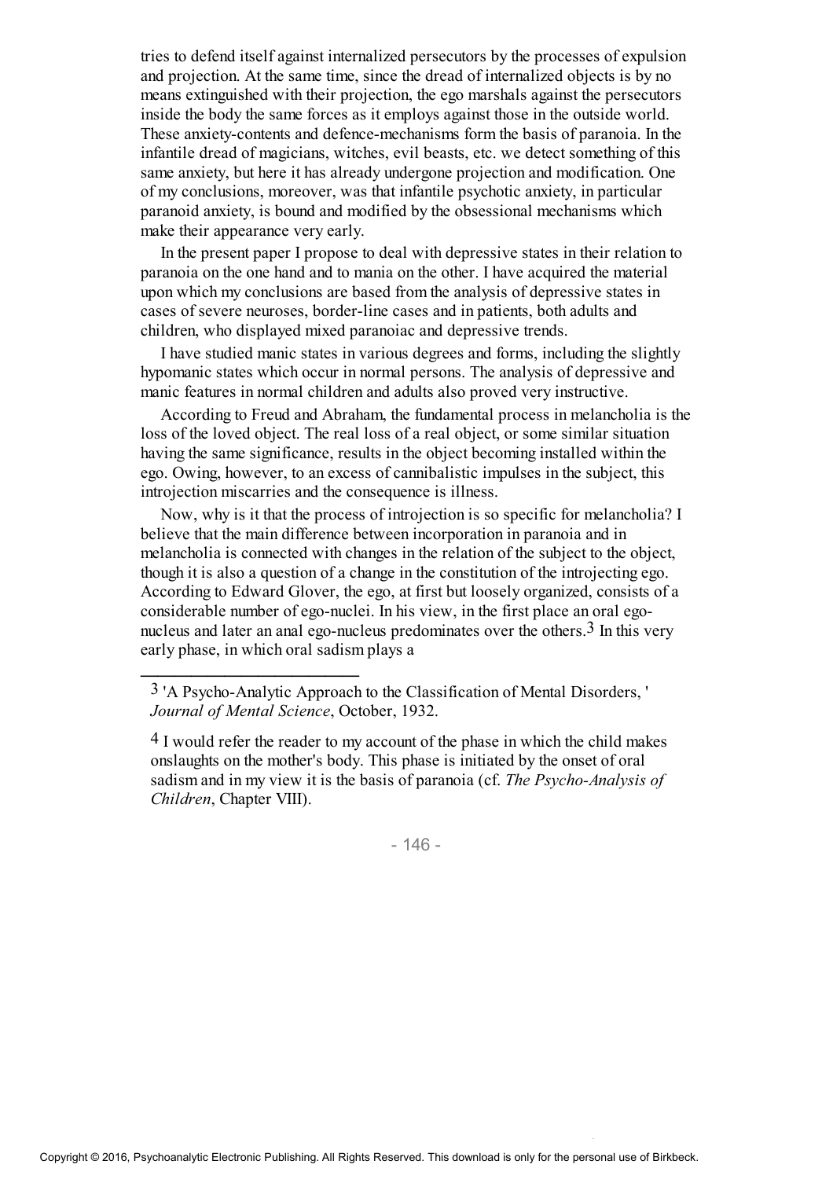tries to defend itself against internalized persecutors by the processes of expulsion and projection. At the same time, since the dread of internalized objects is by no means extinguished with their projection, the ego marshals against the persecutors inside the body the same forces as it employs against those in the outside world. These anxiety-contents and defence-mechanisms form the basis of paranoia. In the infantile dread of magicians, witches, evil beasts, etc. we detect something of this same anxiety, but here it has already undergone projection and modification. One of my conclusions, moreover, was that infantile psychotic anxiety, in particular paranoid anxiety, is bound and modified by the obsessional mechanisms which make their appearance very early.

In the present paper I propose to deal with depressive states in their relation to paranoia on the one hand and to mania on the other. I have acquired the material upon which my conclusions are based from the analysis of depressive states in cases of severe neuroses, border-line cases and in patients, both adults and children, who displayed mixed paranoiac and depressive trends.

I have studied manic states in various degrees and forms, including the slightly hypomanic states which occur in normal persons. The analysis of depressive and manic features in normal children and adults also proved very instructive.

According to Freud and Abraham, the fundamental process in melancholia is the loss of the loved object. The real loss of a real object, or some similar situation having the same significance, results in the object becoming installed within the ego. Owing, however, to an excess of cannibalistic impulses in the subject, this introjection miscarries and the consequence is illness.

Now, why is it that the process of introjection is so specific for melancholia? I believe that the main difference between incorporation in paranoia and in melancholia is connected with changes in the relation of the subject to the object, though it is also a question of a change in the constitution of the introjecting ego. According to Edward Glover, the ego, at first but loosely organized, consists of a considerable number of ego-nuclei. In his view, in the first place an oral ego-nucleus and later an anal ego-nucleus predominates over the others.[3] In this very early phase, in which oral sadism plays a

---

[3] 'A Psycho-Analytic Approach to the Classification of Mental Disorders,' *Journal of Mental Science*, October, 1932.

[4] I would refer the reader to my account of the phase in which the child makes onslaughts on the mother's body. This phase is initiated by the onset of oral sadism and in my view it is the basis of paranoia (cf. *The Psycho-Analysis of Children*, Chapter VIII).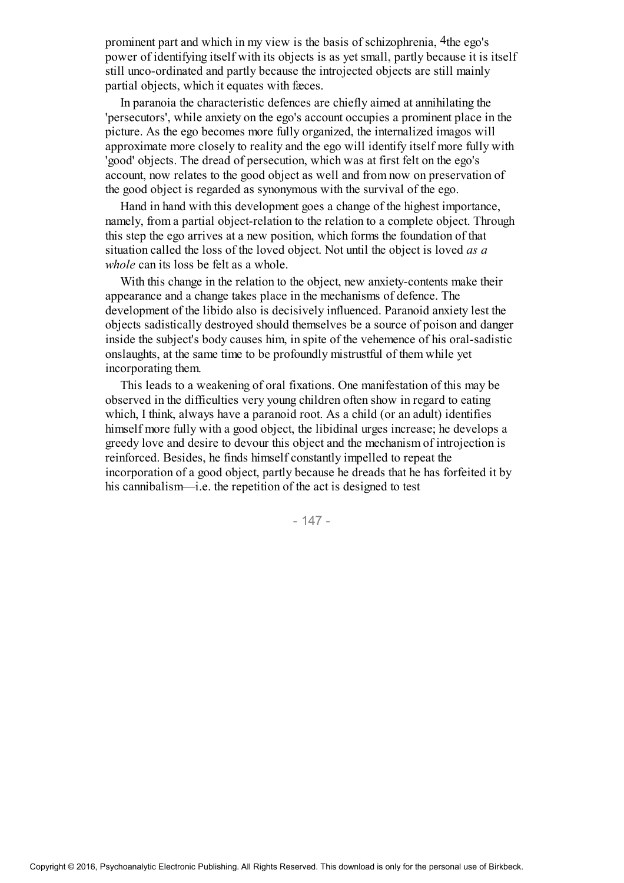prominent part and which in my view is the basis of schizophrenia, [4] the ego's power of identifying itself with its objects is as yet small, partly because it is itself still unco-ordinated and partly because the introjected objects are still mainly partial objects, which it equates with fæces.

In paranoia the characteristic defences are chiefly aimed at annihilating the 'persecutors', while anxiety on the ego's account occupies a prominent place in the picture. As the ego becomes more fully organized, the internalized imagos will approximate more closely to reality and the ego will identify itself more fully with 'good' objects. The dread of persecution, which was at first felt on the ego's account, now relates to the good object as well and from now on preservation of the good object is regarded as synonymous with the survival of the ego.

Hand in hand with this development goes a change of the highest importance, namely, from a partial object-relation to the relation to a complete object. Through this step the ego arrives at a new position, which forms the foundation of that situation called the loss of the loved object. Not until the object is loved *as a whole* can its loss be felt as a whole.

With this change in the relation to the object, new anxiety-contents make their appearance and a change takes place in the mechanisms of defence. The development of the libido also is decisively influenced. Paranoid anxiety lest the objects sadistically destroyed should themselves be a source of poison and danger inside the subject's body causes him, in spite of the vehemence of his oral-sadistic onslaughts, at the same time to be profoundly mistrustful of them while yet incorporating them.

This leads to a weakening of oral fixations. One manifestation of this may be observed in the difficulties very young children often show in regard to eating which, I think, always have a paranoid root. As a child (or an adult) identifies himself more fully with a good object, the libidinal urges increase; he develops a greedy love and desire to devour this object and the mechanism of introjection is reinforced. Besides, he finds himself constantly impelled to repeat the incorporation of a good object, partly because he dreads that he has forfeited it by his cannibalism—i.e. the repetition of the act is designed to test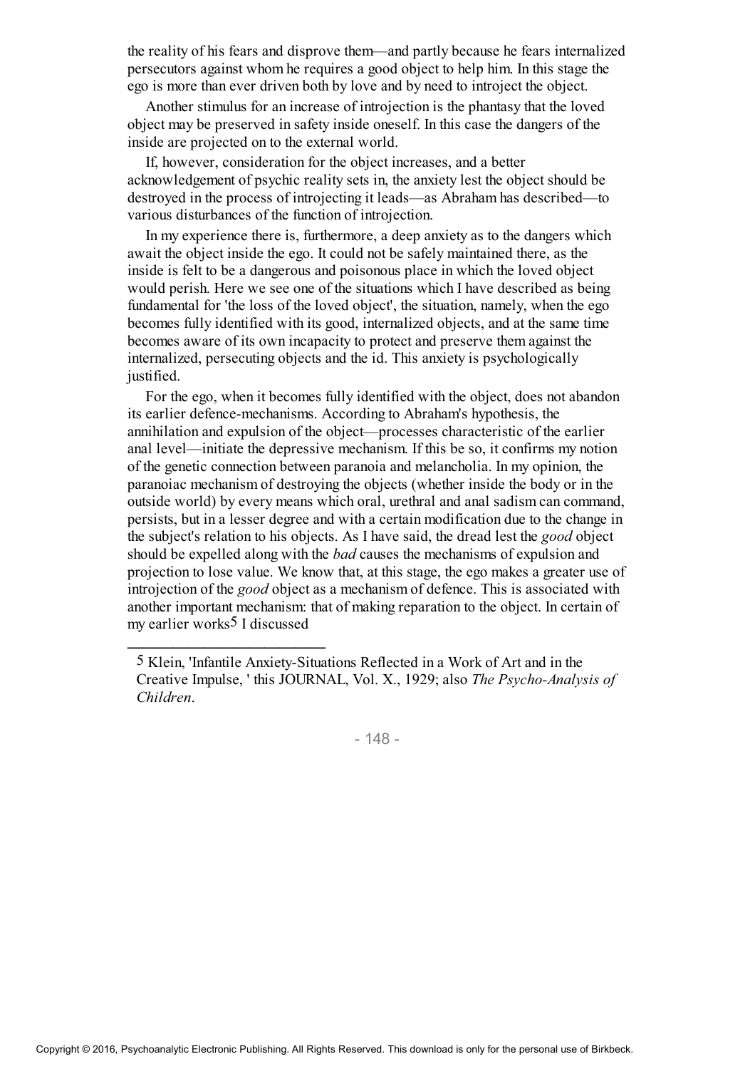the reality of his fears and disprove them—and partly because he fears internalized persecutors against whom he requires a good object to help him. In this stage the ego is more than ever driven both by love and by need to introject the object.

Another stimulus for an increase of introjection is the phantasy that the loved object may be preserved in safety inside oneself. In this case the dangers of the inside are projected on to the external world.

If, however, consideration for the object increases, and a better acknowledgement of psychic reality sets in, the anxiety lest the object should be destroyed in the process of introjecting it leads—as Abraham has described—to various disturbances of the function of introjection.

In my experience there is, furthermore, a deep anxiety as to the dangers which await the object inside the ego. It could not be safely maintained there, as the inside is felt to be a dangerous and poisonous place in which the loved object would perish. Here we see one of the situations which I have described as being fundamental for 'the loss of the loved object', the situation, namely, when the ego becomes fully identified with its good, internalized objects, and at the same time becomes aware of its own incapacity to protect and preserve them against the internalized, persecuting objects and the id. This anxiety is psychologically justified.

For the ego, when it becomes fully identified with the object, does not abandon its earlier defence-mechanisms. According to Abraham's hypothesis, the annihilation and expulsion of the object—processes characteristic of the earlier anal level—initiate the depressive mechanism. If this be so, it confirms my notion of the genetic connection between paranoia and melancholia. In my opinion, the paranoiac mechanism of destroying the objects (whether inside the body or in the outside world) by every means which oral, urethral and anal sadism can command, persists, but in a lesser degree and with a certain modification due to the change in the subject's relation to his objects. As I have said, the dread lest the *good* object should be expelled along with the *bad* causes the mechanisms of expulsion and projection to lose value. We know that, at this stage, the ego makes a greater use of introjection of the *good* object as a mechanism of defence. This is associated with another important mechanism: that of making reparation to the object. In certain of my earlier works[5] I discussed

---

[5] Klein, 'Infantile Anxiety-Situations Reflected in a Work of Art and in the Creative Impulse, ' this JOURNAL, Vol. X., 1929; also *The Psycho-Analysis of Children*.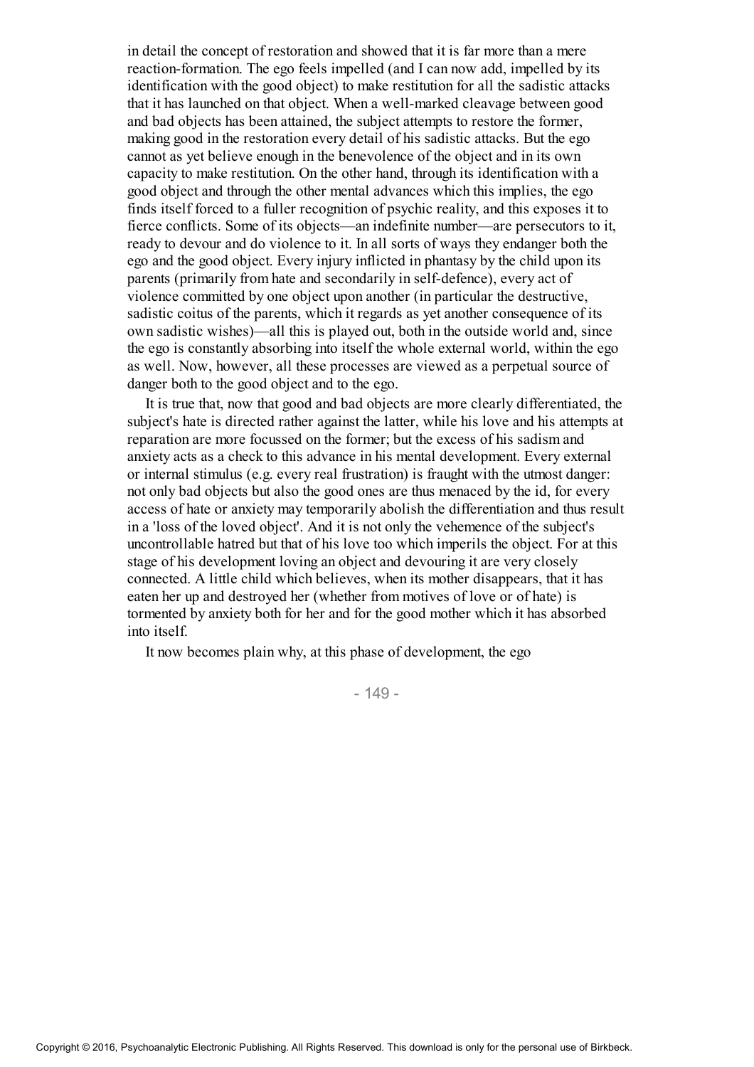in detail the concept of restoration and showed that it is far more than a mere reaction-formation. The ego feels impelled (and I can now add, impelled by its identification with the good object) to make restitution for all the sadistic attacks that it has launched on that object. When a well-marked cleavage between good and bad objects has been attained, the subject attempts to restore the former, making good in the restoration every detail of his sadistic attacks. But the ego cannot as yet believe enough in the benevolence of the object and in its own capacity to make restitution. On the other hand, through its identification with a good object and through the other mental advances which this implies, the ego finds itself forced to a fuller recognition of psychic reality, and this exposes it to fierce conflicts. Some of its objects—an indefinite number—are persecutors to it, ready to devour and do violence to it. In all sorts of ways they endanger both the ego and the good object. Every injury inflicted in phantasy by the child upon its parents (primarily from hate and secondarily in self-defence), every act of violence committed by one object upon another (in particular the destructive, sadistic coitus of the parents, which it regards as yet another consequence of its own sadistic wishes)—all this is played out, both in the outside world and, since the ego is constantly absorbing into itself the whole external world, within the ego as well. Now, however, all these processes are viewed as a perpetual source of danger both to the good object and to the ego.

It is true that, now that good and bad objects are more clearly differentiated, the subject's hate is directed rather against the latter, while his love and his attempts at reparation are more focussed on the former; but the excess of his sadism and anxiety acts as a check to this advance in his mental development. Every external or internal stimulus (e.g. every real frustration) is fraught with the utmost danger: not only bad objects but also the good ones are thus menaced by the id, for every access of hate or anxiety may temporarily abolish the differentiation and thus result in a 'loss of the loved object'. And it is not only the vehemence of the subject's uncontrollable hatred but that of his love too which imperils the object. For at this stage of his development loving an object and devouring it are very closely connected. A little child which believes, when its mother disappears, that it has eaten her up and destroyed her (whether from motives of love or of hate) is tormented by anxiety both for her and for the good mother which it has absorbed into itself.

It now becomes plain why, at this phase of development, the ego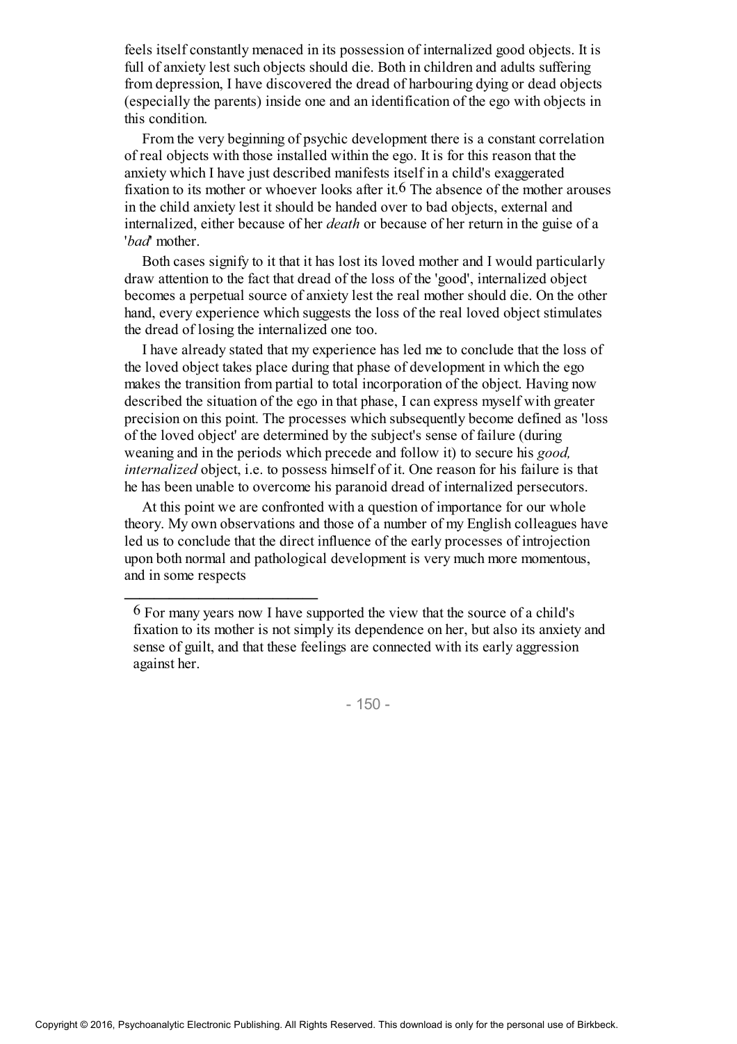feels itself constantly menaced in its possession of internalized good objects. It is full of anxiety lest such objects should die. Both in children and adults suffering from depression, I have discovered the dread of harbouring dying or dead objects (especially the parents) inside one and an identification of the ego with objects in this condition.

From the very beginning of psychic development there is a constant correlation of real objects with those installed within the ego. It is for this reason that the anxiety which I have just described manifests itself in a child's exaggerated fixation to its mother or whoever looks after it.[6] The absence of the mother arouses in the child anxiety lest it should be handed over to bad objects, external and internalized, either because of her *death* or because of her return in the guise of a '*bad*' mother.

Both cases signify to it that it has lost its loved mother and I would particularly draw attention to the fact that dread of the loss of the 'good', internalized object becomes a perpetual source of anxiety lest the real mother should die. On the other hand, every experience which suggests the loss of the real loved object stimulates the dread of losing the internalized one too.

I have already stated that my experience has led me to conclude that the loss of the loved object takes place during that phase of development in which the ego makes the transition from partial to total incorporation of the object. Having now described the situation of the ego in that phase, I can express myself with greater precision on this point. The processes which subsequently become defined as 'loss of the loved object' are determined by the subject's sense of failure (during weaning and in the periods which precede and follow it) to secure his *good, internalized* object, i.e. to possess himself of it. One reason for his failure is that he has been unable to overcome his paranoid dread of internalized persecutors.

At this point we are confronted with a question of importance for our whole theory. My own observations and those of a number of my English colleagues have led us to conclude that the direct influence of the early processes of introjection upon both normal and pathological development is very much more momentous, and in some respects

---

[6] For many years now I have supported the view that the source of a child's fixation to its mother is not simply its dependence on her, but also its anxiety and sense of guilt, and that these feelings are connected with its early aggression against her.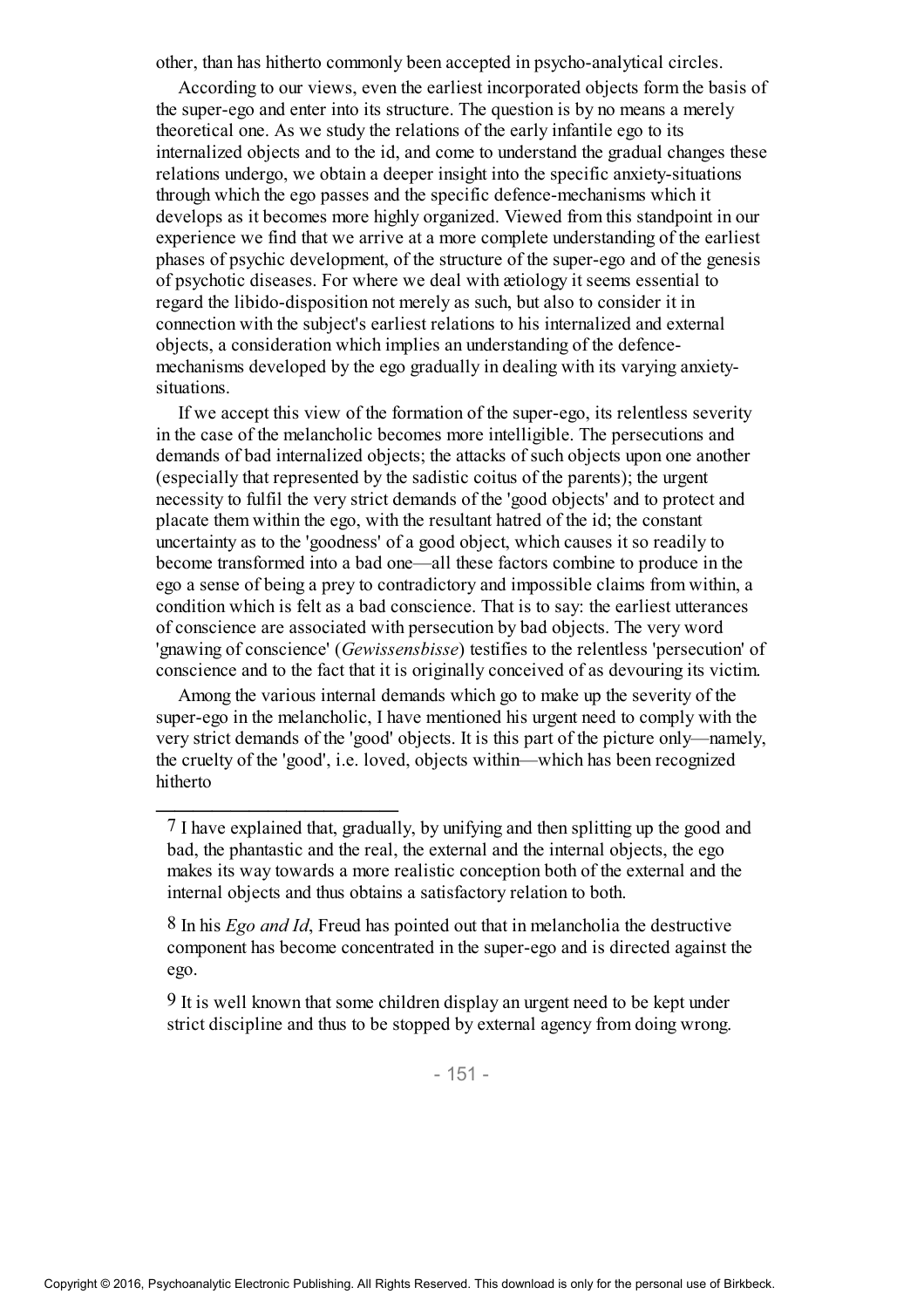other, than has hitherto commonly been accepted in psycho-analytical circles.

According to our views, even the earliest incorporated objects form the basis of the super-ego and enter into its structure. The question is by no means a merely theoretical one. As we study the relations of the early infantile ego to its internalized objects and to the id, and come to understand the gradual changes these relations undergo, we obtain a deeper insight into the specific anxiety-situations through which the ego passes and the specific defence-mechanisms which it develops as it becomes more highly organized. Viewed from this standpoint in our experience we find that we arrive at a more complete understanding of the earliest phases of psychic development, of the structure of the super-ego and of the genesis of psychotic diseases. For where we deal with ætiology it seems essential to regard the libido-disposition not merely as such, but also to consider it in connection with the subject's earliest relations to his internalized and external objects, a consideration which implies an understanding of the defence-mechanisms developed by the ego gradually in dealing with its varying anxiety-situations.

If we accept this view of the formation of the super-ego, its relentless severity in the case of the melancholic becomes more intelligible. The persecutions and demands of bad internalized objects; the attacks of such objects upon one another (especially that represented by the sadistic coitus of the parents); the urgent necessity to fulfil the very strict demands of the 'good objects' and to protect and placate them within the ego, with the resultant hatred of the id; the constant uncertainty as to the 'goodness' of a good object, which causes it so readily to become transformed into a bad one—all these factors combine to produce in the ego a sense of being a prey to contradictory and impossible claims from within, a condition which is felt as a bad conscience. That is to say: the earliest utterances of conscience are associated with persecution by bad objects. The very word 'gnawing of conscience' (*Gewissensbisse*) testifies to the relentless 'persecution' of conscience and to the fact that it is originally conceived of as devouring its victim.

Among the various internal demands which go to make up the severity of the super-ego in the melancholic, I have mentioned his urgent need to comply with the very strict demands of the 'good' objects. It is this part of the picture only—namely, the cruelty of the 'good', i.e. loved, objects within—which has been recognized hitherto

---

[7] I have explained that, gradually, by unifying and then splitting up the good and bad, the phantastic and the real, the external and the internal objects, the ego makes its way towards a more realistic conception both of the external and the internal objects and thus obtains a satisfactory relation to both.

[8] In his *Ego and Id*, Freud has pointed out that in melancholia the destructive component has become concentrated in the super-ego and is directed against the ego.

[9] It is well known that some children display an urgent need to be kept under strict discipline and thus to be stopped by external agency from doing wrong.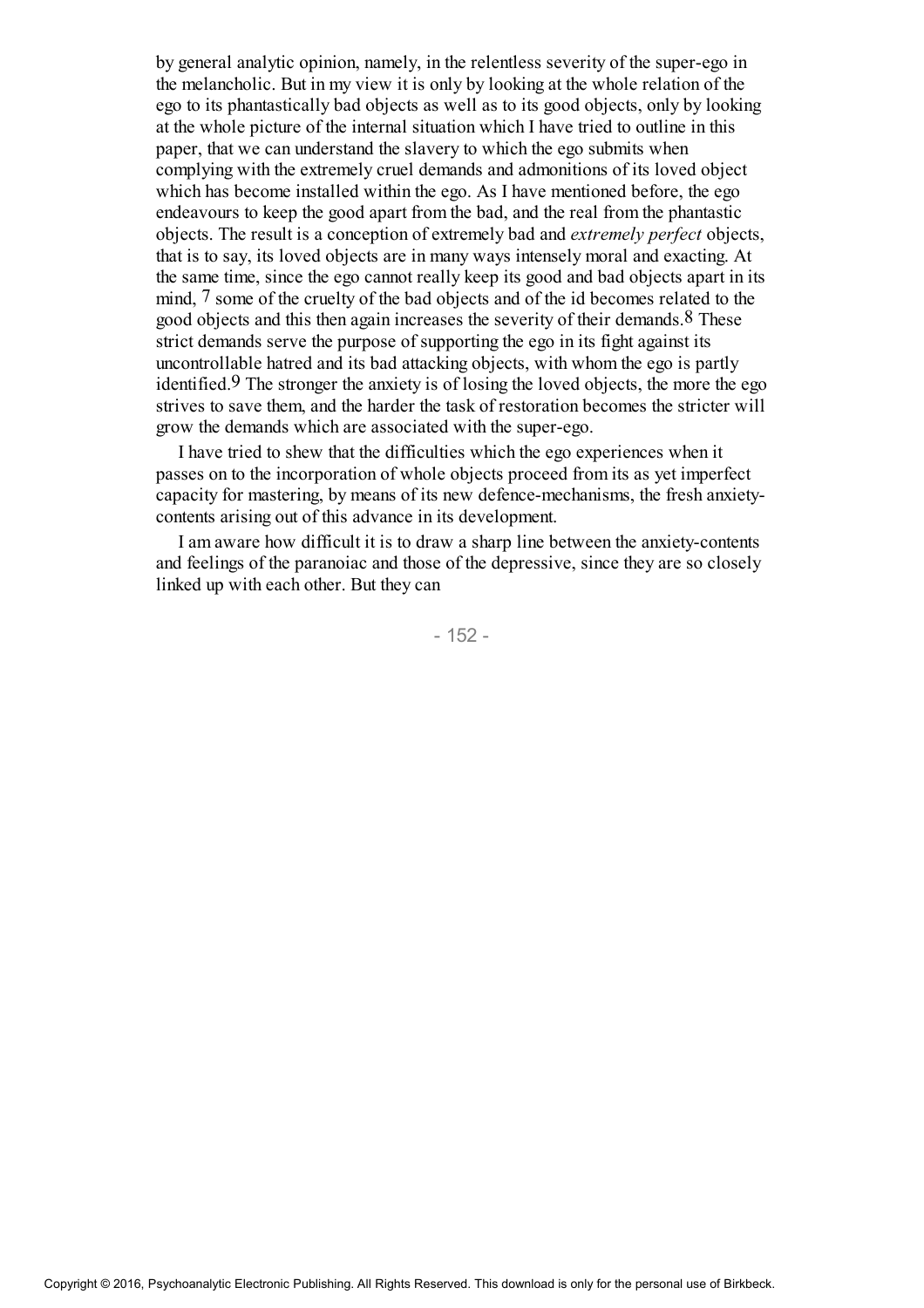by general analytic opinion, namely, in the relentless severity of the super-ego in the melancholic. But in my view it is only by looking at the whole relation of the ego to its phantastically bad objects as well as to its good objects, only by looking at the whole picture of the internal situation which I have tried to outline in this paper, that we can understand the slavery to which the ego submits when complying with the extremely cruel demands and admonitions of its loved object which has become installed within the ego. As I have mentioned before, the ego endeavours to keep the good apart from the bad, and the real from the phantastic objects. The result is a conception of extremely bad and *extremely perfect* objects, that is to say, its loved objects are in many ways intensely moral and exacting. At the same time, since the ego cannot really keep its good and bad objects apart in its mind, [7] some of the cruelty of the bad objects and of the id becomes related to the good objects and this then again increases the severity of their demands.[8] These strict demands serve the purpose of supporting the ego in its fight against its uncontrollable hatred and its bad attacking objects, with whom the ego is partly identified.[9] The stronger the anxiety is of losing the loved objects, the more the ego strives to save them, and the harder the task of restoration becomes the stricter will grow the demands which are associated with the super-ego.

I have tried to shew that the difficulties which the ego experiences when it passes on to the incorporation of whole objects proceed from its as yet imperfect capacity for mastering, by means of its new defence-mechanisms, the fresh anxiety-contents arising out of this advance in its development.

I am aware how difficult it is to draw a sharp line between the anxiety-contents and feelings of the paranoiac and those of the depressive, since they are so closely linked up with each other. But they can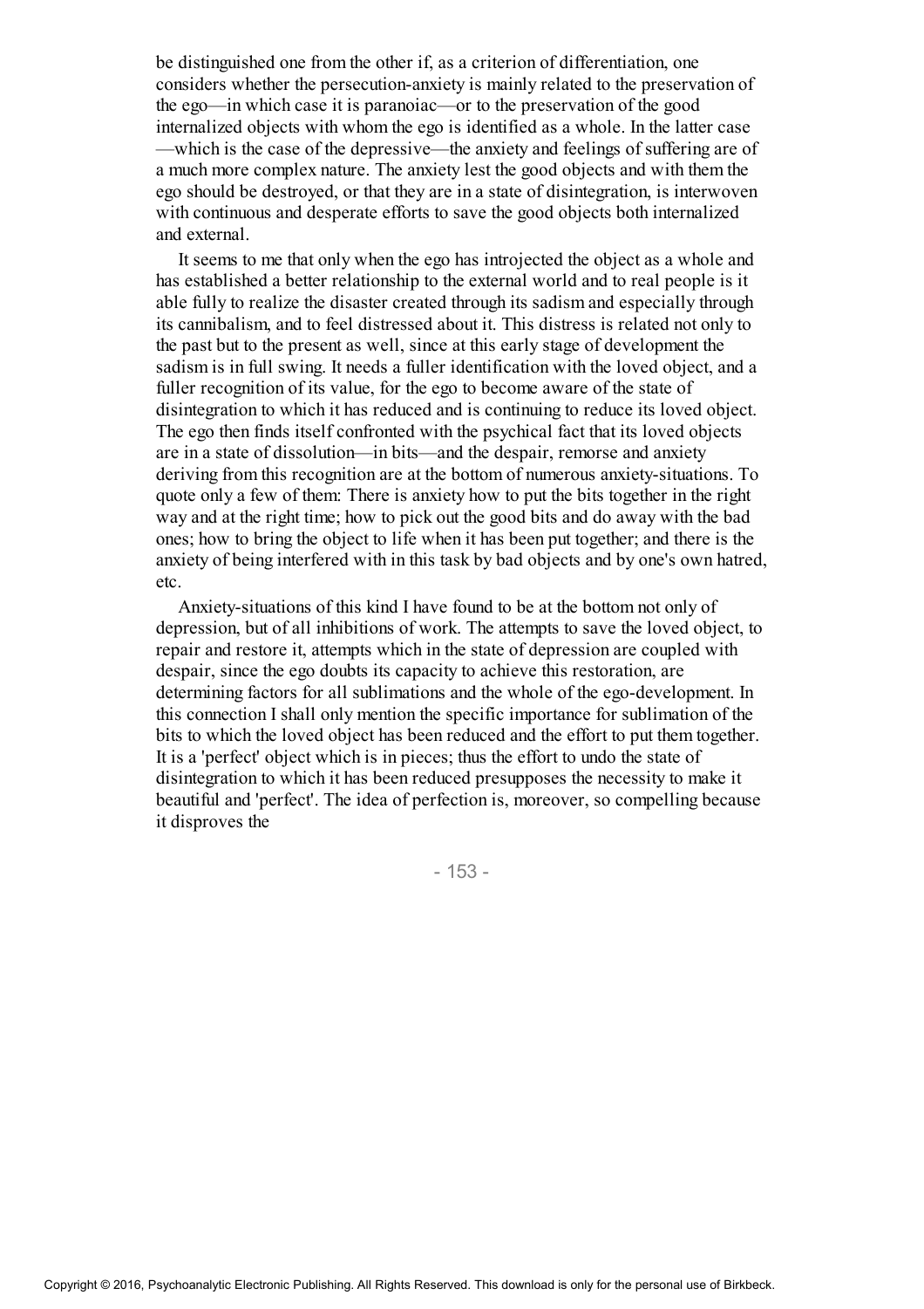be distinguished one from the other if, as a criterion of differentiation, one considers whether the persecution-anxiety is mainly related to the preservation of the ego—in which case it is paranoiac—or to the preservation of the good internalized objects with whom the ego is identified as a whole. In the latter case —which is the case of the depressive—the anxiety and feelings of suffering are of a much more complex nature. The anxiety lest the good objects and with them the ego should be destroyed, or that they are in a state of disintegration, is interwoven with continuous and desperate efforts to save the good objects both internalized and external.

It seems to me that only when the ego has introjected the object as a whole and has established a better relationship to the external world and to real people is it able fully to realize the disaster created through its sadism and especially through its cannibalism, and to feel distressed about it. This distress is related not only to the past but to the present as well, since at this early stage of development the sadism is in full swing. It needs a fuller identification with the loved object, and a fuller recognition of its value, for the ego to become aware of the state of disintegration to which it has reduced and is continuing to reduce its loved object. The ego then finds itself confronted with the psychical fact that its loved objects are in a state of dissolution—in bits—and the despair, remorse and anxiety deriving from this recognition are at the bottom of numerous anxiety-situations. To quote only a few of them: There is anxiety how to put the bits together in the right way and at the right time; how to pick out the good bits and do away with the bad ones; how to bring the object to life when it has been put together; and there is the anxiety of being interfered with in this task by bad objects and by one's own hatred, etc.

Anxiety-situations of this kind I have found to be at the bottom not only of depression, but of all inhibitions of work. The attempts to save the loved object, to repair and restore it, attempts which in the state of depression are coupled with despair, since the ego doubts its capacity to achieve this restoration, are determining factors for all sublimations and the whole of the ego-development. In this connection I shall only mention the specific importance for sublimation of the bits to which the loved object has been reduced and the effort to put them together. It is a 'perfect' object which is in pieces; thus the effort to undo the state of disintegration to which it has been reduced presupposes the necessity to make it beautiful and 'perfect'. The idea of perfection is, moreover, so compelling because it disproves the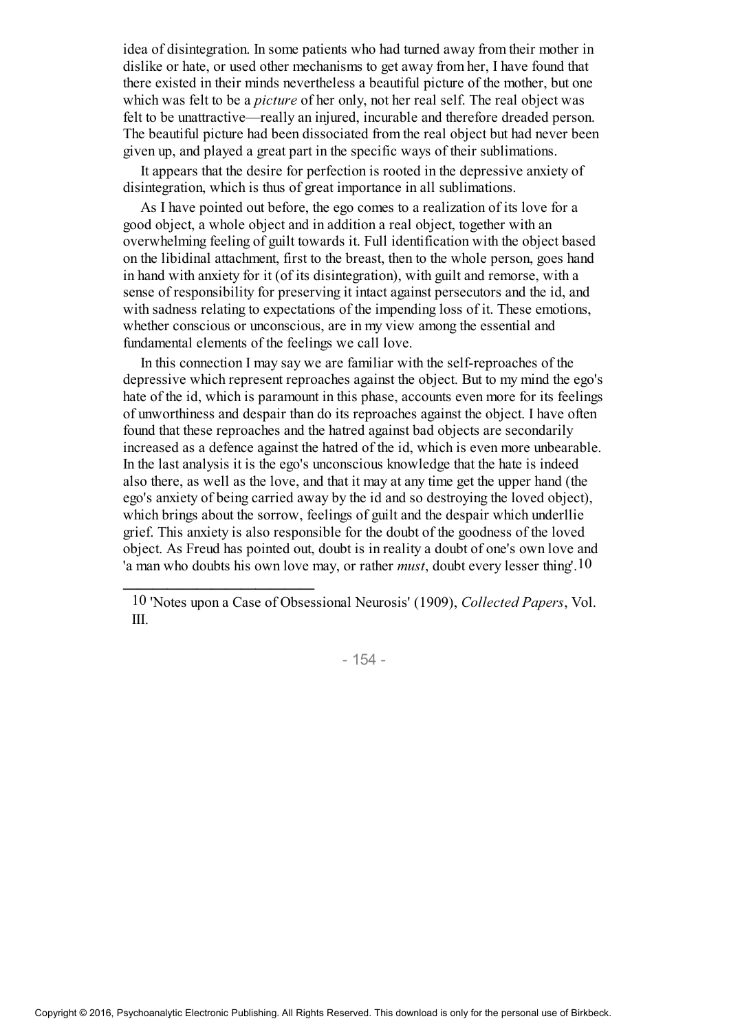idea of disintegration. In some patients who had turned away from their mother in dislike or hate, or used other mechanisms to get away from her, I have found that there existed in their minds nevertheless a beautiful picture of the mother, but one which was felt to be a *picture* of her only, not her real self. The real object was felt to be unattractive—really an injured, incurable and therefore dreaded person. The beautiful picture had been dissociated from the real object but had never been given up, and played a great part in the specific ways of their sublimations.

It appears that the desire for perfection is rooted in the depressive anxiety of disintegration, which is thus of great importance in all sublimations.

As I have pointed out before, the ego comes to a realization of its love for a good object, a whole object and in addition a real object, together with an overwhelming feeling of guilt towards it. Full identification with the object based on the libidinal attachment, first to the breast, then to the whole person, goes hand in hand with anxiety for it (of its disintegration), with guilt and remorse, with a sense of responsibility for preserving it intact against persecutors and the id, and with sadness relating to expectations of the impending loss of it. These emotions, whether conscious or unconscious, are in my view among the essential and fundamental elements of the feelings we call love.

In this connection I may say we are familiar with the self-reproaches of the depressive which represent reproaches against the object. But to my mind the ego's hate of the id, which is paramount in this phase, accounts even more for its feelings of unworthiness and despair than do its reproaches against the object. I have often found that these reproaches and the hatred against bad objects are secondarily increased as a defence against the hatred of the id, which is even more unbearable. In the last analysis it is the ego's unconscious knowledge that the hate is indeed also there, as well as the love, and that it may at any time get the upper hand (the ego's anxiety of being carried away by the id and so destroying the loved object), which brings about the sorrow, feelings of guilt and the despair which underllie grief. This anxiety is also responsible for the doubt of the goodness of the loved object. As Freud has pointed out, doubt is in reality a doubt of one's own love and 'a man who doubts his own love may, or rather *must*, doubt every lesser thing'.[10]

---

[10] 'Notes upon a Case of Obsessional Neurosis' (1909), *Collected Papers*, Vol. III.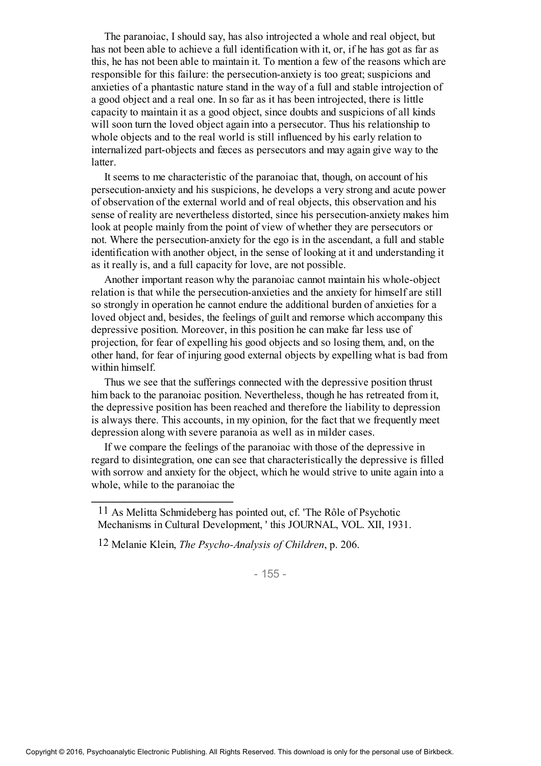The paranoiac, I should say, has also introjected a whole and real object, but has not been able to achieve a full identification with it, or, if he has got as far as this, he has not been able to maintain it. To mention a few of the reasons which are responsible for this failure: the persecution-anxiety is too great; suspicions and anxieties of a phantastic nature stand in the way of a full and stable introjection of a good object and a real one. In so far as it has been introjected, there is little capacity to maintain it as a good object, since doubts and suspicions of all kinds will soon turn the loved object again into a persecutor. Thus his relationship to whole objects and to the real world is still influenced by his early relation to internalized part-objects and fæces as persecutors and may again give way to the latter.

It seems to me characteristic of the paranoiac that, though, on account of his persecution-anxiety and his suspicions, he develops a very strong and acute power of observation of the external world and of real objects, this observation and his sense of reality are nevertheless distorted, since his persecution-anxiety makes him look at people mainly from the point of view of whether they are persecutors or not. Where the persecution-anxiety for the ego is in the ascendant, a full and stable identification with another object, in the sense of looking at it and understanding it as it really is, and a full capacity for love, are not possible.

Another important reason why the paranoiac cannot maintain his whole-object relation is that while the persecution-anxieties and the anxiety for himself are still so strongly in operation he cannot endure the additional burden of anxieties for a loved object and, besides, the feelings of guilt and remorse which accompany this depressive position. Moreover, in this position he can make far less use of projection, for fear of expelling his good objects and so losing them, and, on the other hand, for fear of injuring good external objects by expelling what is bad from within himself.

Thus we see that the sufferings connected with the depressive position thrust him back to the paranoiac position. Nevertheless, though he has retreated from it, the depressive position has been reached and therefore the liability to depression is always there. This accounts, in my opinion, for the fact that we frequently meet depression along with severe paranoia as well as in milder cases.

If we compare the feelings of the paranoiac with those of the depressive in regard to disintegration, one can see that characteristically the depressive is filled with sorrow and anxiety for the object, which he would strive to unite again into a whole, while to the paranoiac the

---

11 As Melitta Schmideberg has pointed out, cf. 'The Rôle of Psychotic Mechanisms in Cultural Development, ' this JOURNAL, VOL. XII, 1931.

12 Melanie Klein, *The Psycho-Analysis of Children*, p. 206.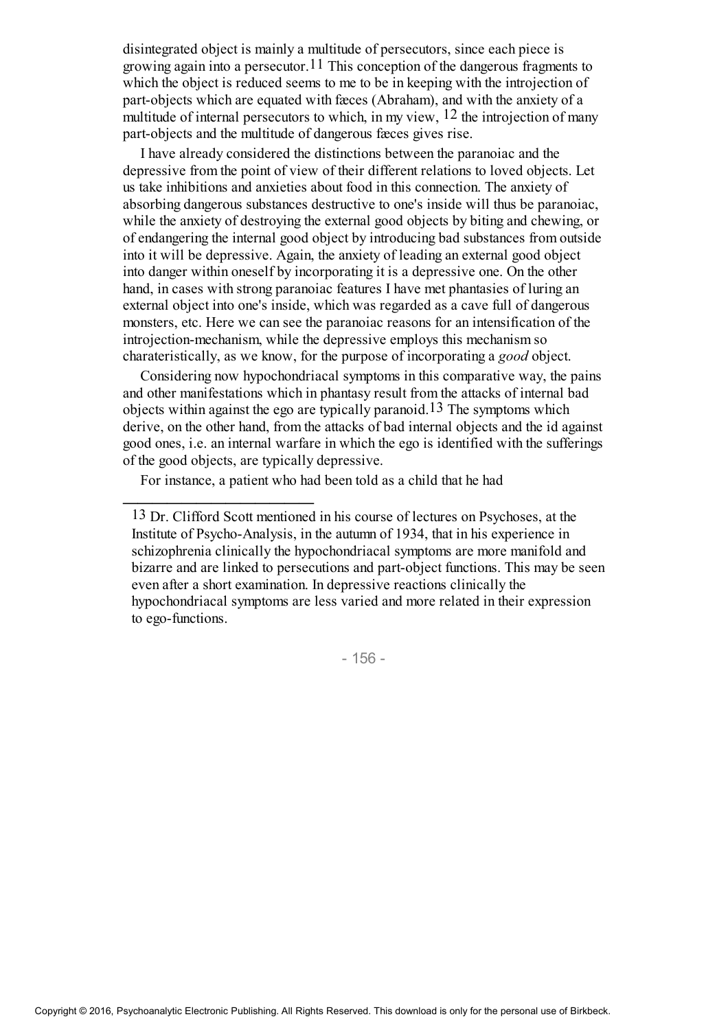disintegrated object is mainly a multitude of persecutors, since each piece is growing again into a persecutor.[11] This conception of the dangerous fragments to which the object is reduced seems to me to be in keeping with the introjection of part-objects which are equated with fæces (Abraham), and with the anxiety of a multitude of internal persecutors to which, in my view, [12] the introjection of many part-objects and the multitude of dangerous fæces gives rise.

I have already considered the distinctions between the paranoiac and the depressive from the point of view of their different relations to loved objects. Let us take inhibitions and anxieties about food in this connection. The anxiety of absorbing dangerous substances destructive to one's inside will thus be paranoiac, while the anxiety of destroying the external good objects by biting and chewing, or of endangering the internal good object by introducing bad substances from outside into it will be depressive. Again, the anxiety of leading an external good object into danger within oneself by incorporating it is a depressive one. On the other hand, in cases with strong paranoiac features I have met phantasies of luring an external object into one's inside, which was regarded as a cave full of dangerous monsters, etc. Here we can see the paranoiac reasons for an intensification of the introjection-mechanism, while the depressive employs this mechanism so charateristically, as we know, for the purpose of incorporating a *good* object.

Considering now hypochondriacal symptoms in this comparative way, the pains and other manifestations which in phantasy result from the attacks of internal bad objects within against the ego are typically paranoid.[13] The symptoms which derive, on the other hand, from the attacks of bad internal objects and the id against good ones, i.e. an internal warfare in which the ego is identified with the sufferings of the good objects, are typically depressive.

For instance, a patient who had been told as a child that he had

---

[13] Dr. Clifford Scott mentioned in his course of lectures on Psychoses, at the Institute of Psycho-Analysis, in the autumn of 1934, that in his experience in schizophrenia clinically the hypochondriacal symptoms are more manifold and bizarre and are linked to persecutions and part-object functions. This may be seen even after a short examination. In depressive reactions clinically the hypochondriacal symptoms are less varied and more related in their expression to ego-functions.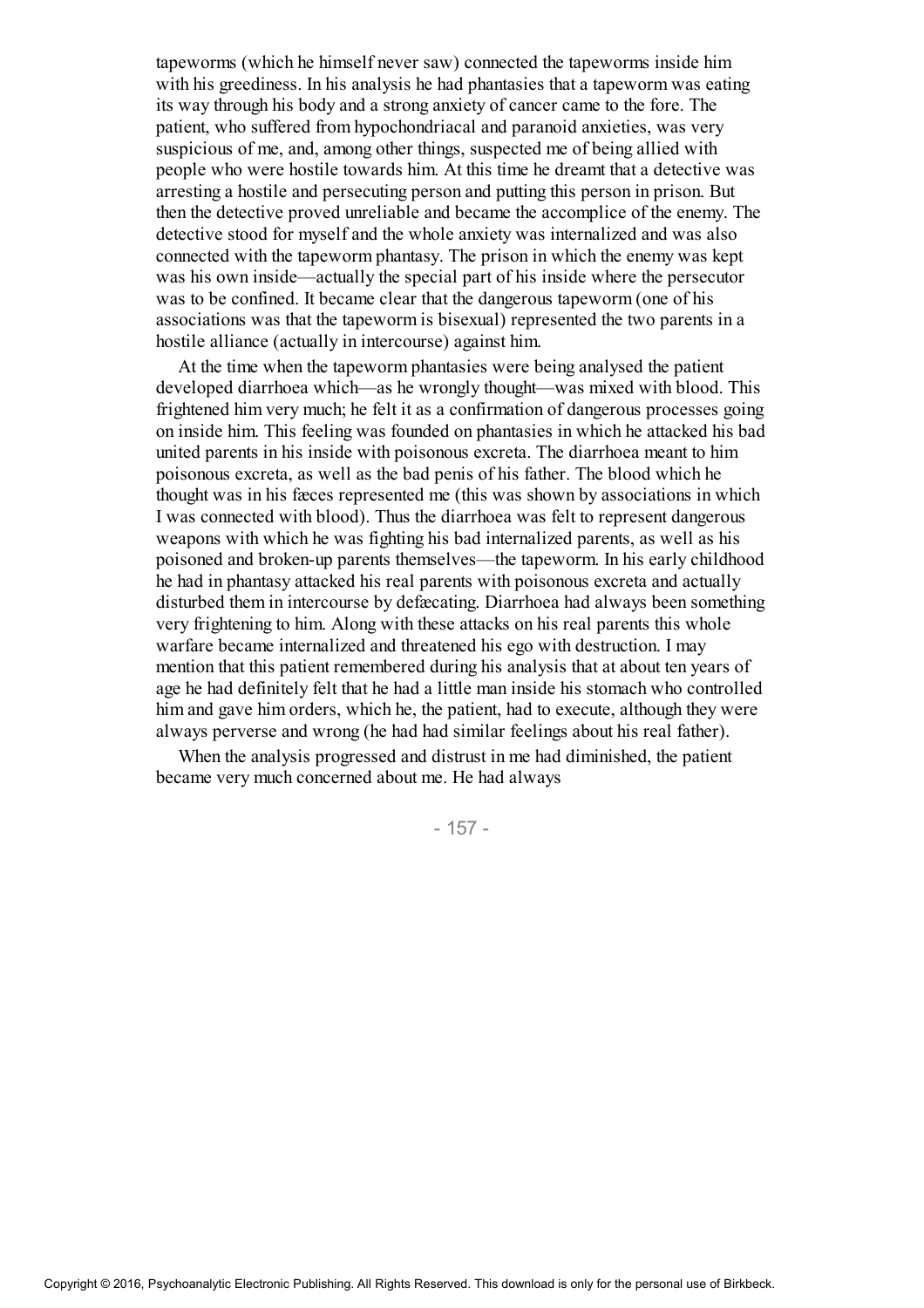tapeworms (which he himself never saw) connected the tapeworms inside him with his greediness. In his analysis he had phantasies that a tapeworm was eating its way through his body and a strong anxiety of cancer came to the fore. The patient, who suffered from hypochondriacal and paranoid anxieties, was very suspicious of me, and, among other things, suspected me of being allied with people who were hostile towards him. At this time he dreamt that a detective was arresting a hostile and persecuting person and putting this person in prison. But then the detective proved unreliable and became the accomplice of the enemy. The detective stood for myself and the whole anxiety was internalized and was also connected with the tapeworm phantasy. The prison in which the enemy was kept was his own inside—actually the special part of his inside where the persecutor was to be confined. It became clear that the dangerous tapeworm (one of his associations was that the tapeworm is bisexual) represented the two parents in a hostile alliance (actually in intercourse) against him.

At the time when the tapeworm phantasies were being analysed the patient developed diarrhoea which—as he wrongly thought—was mixed with blood. This frightened him very much; he felt it as a confirmation of dangerous processes going on inside him. This feeling was founded on phantasies in which he attacked his bad united parents in his inside with poisonous excreta. The diarrhoea meant to him poisonous excreta, as well as the bad penis of his father. The blood which he thought was in his fæces represented me (this was shown by associations in which I was connected with blood). Thus the diarrhoea was felt to represent dangerous weapons with which he was fighting his bad internalized parents, as well as his poisoned and broken-up parents themselves—the tapeworm. In his early childhood he had in phantasy attacked his real parents with poisonous excreta and actually disturbed them in intercourse by defæcating. Diarrhoea had always been something very frightening to him. Along with these attacks on his real parents this whole warfare became internalized and threatened his ego with destruction. I may mention that this patient remembered during his analysis that at about ten years of age he had definitely felt that he had a little man inside his stomach who controlled him and gave him orders, which he, the patient, had to execute, although they were always perverse and wrong (he had had similar feelings about his real father).

When the analysis progressed and distrust in me had diminished, the patient became very much concerned about me. He had always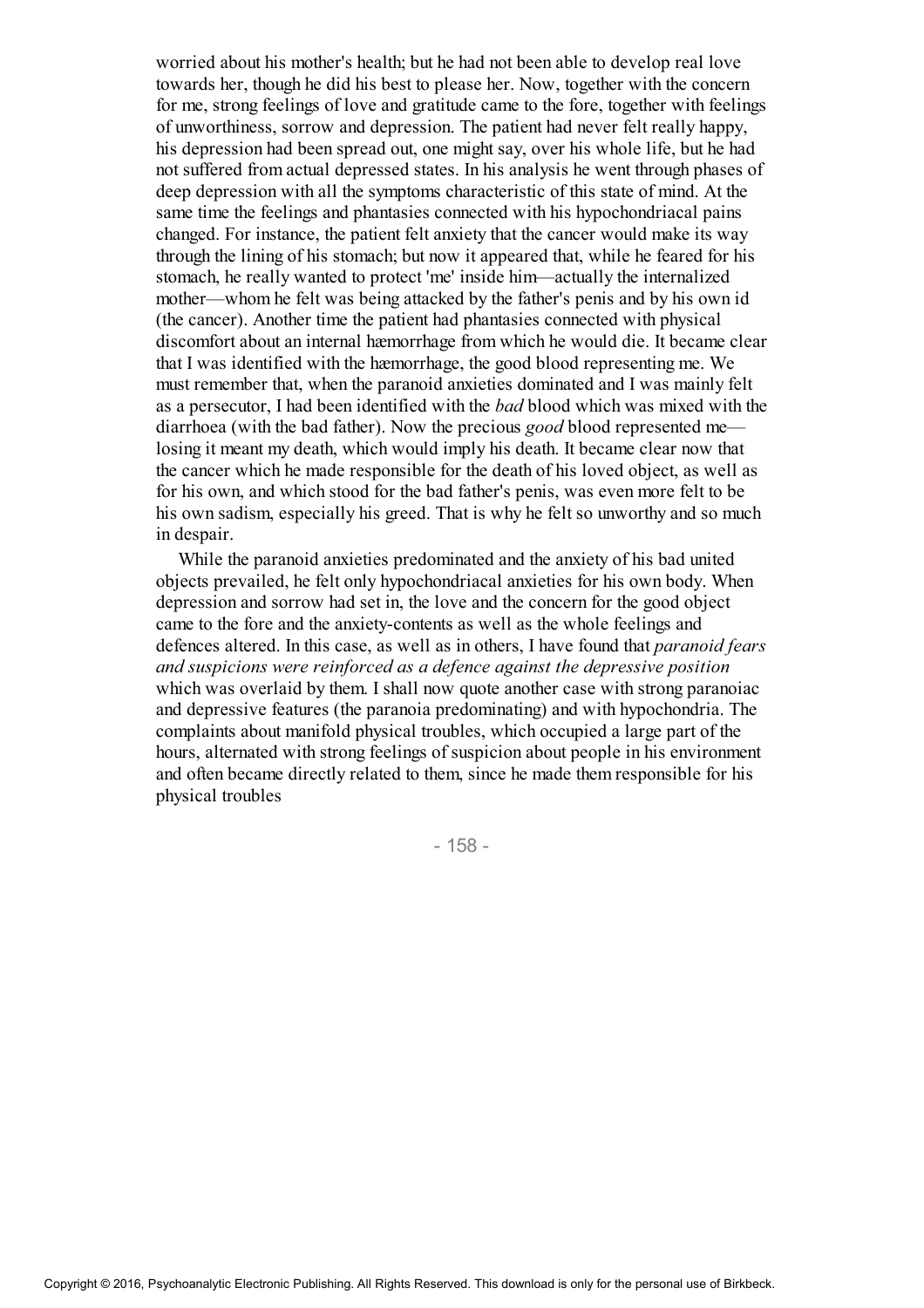worried about his mother's health; but he had not been able to develop real love towards her, though he did his best to please her. Now, together with the concern for me, strong feelings of love and gratitude came to the fore, together with feelings of unworthiness, sorrow and depression. The patient had never felt really happy, his depression had been spread out, one might say, over his whole life, but he had not suffered from actual depressed states. In his analysis he went through phases of deep depression with all the symptoms characteristic of this state of mind. At the same time the feelings and phantasies connected with his hypochondriacal pains changed. For instance, the patient felt anxiety that the cancer would make its way through the lining of his stomach; but now it appeared that, while he feared for his stomach, he really wanted to protect 'me' inside him—actually the internalized mother—whom he felt was being attacked by the father's penis and by his own id (the cancer). Another time the patient had phantasies connected with physical discomfort about an internal hæmorrhage from which he would die. It became clear that I was identified with the hæmorrhage, the good blood representing me. We must remember that, when the paranoid anxieties dominated and I was mainly felt as a persecutor, I had been identified with the *bad* blood which was mixed with the diarrhoea (with the bad father). Now the precious *good* blood represented me—losing it meant my death, which would imply his death. It became clear now that the cancer which he made responsible for the death of his loved object, as well as for his own, and which stood for the bad father's penis, was even more felt to be his own sadism, especially his greed. That is why he felt so unworthy and so much in despair.

While the paranoid anxieties predominated and the anxiety of his bad united objects prevailed, he felt only hypochondriacal anxieties for his own body. When depression and sorrow had set in, the love and the concern for the good object came to the fore and the anxiety-contents as well as the whole feelings and defences altered. In this case, as well as in others, I have found that *paranoid fears and suspicions were reinforced as a defence against the depressive position* which was overlaid by them. I shall now quote another case with strong paranoiac and depressive features (the paranoia predominating) and with hypochondria. The complaints about manifold physical troubles, which occupied a large part of the hours, alternated with strong feelings of suspicion about people in his environment and often became directly related to them, since he made them responsible for his physical troubles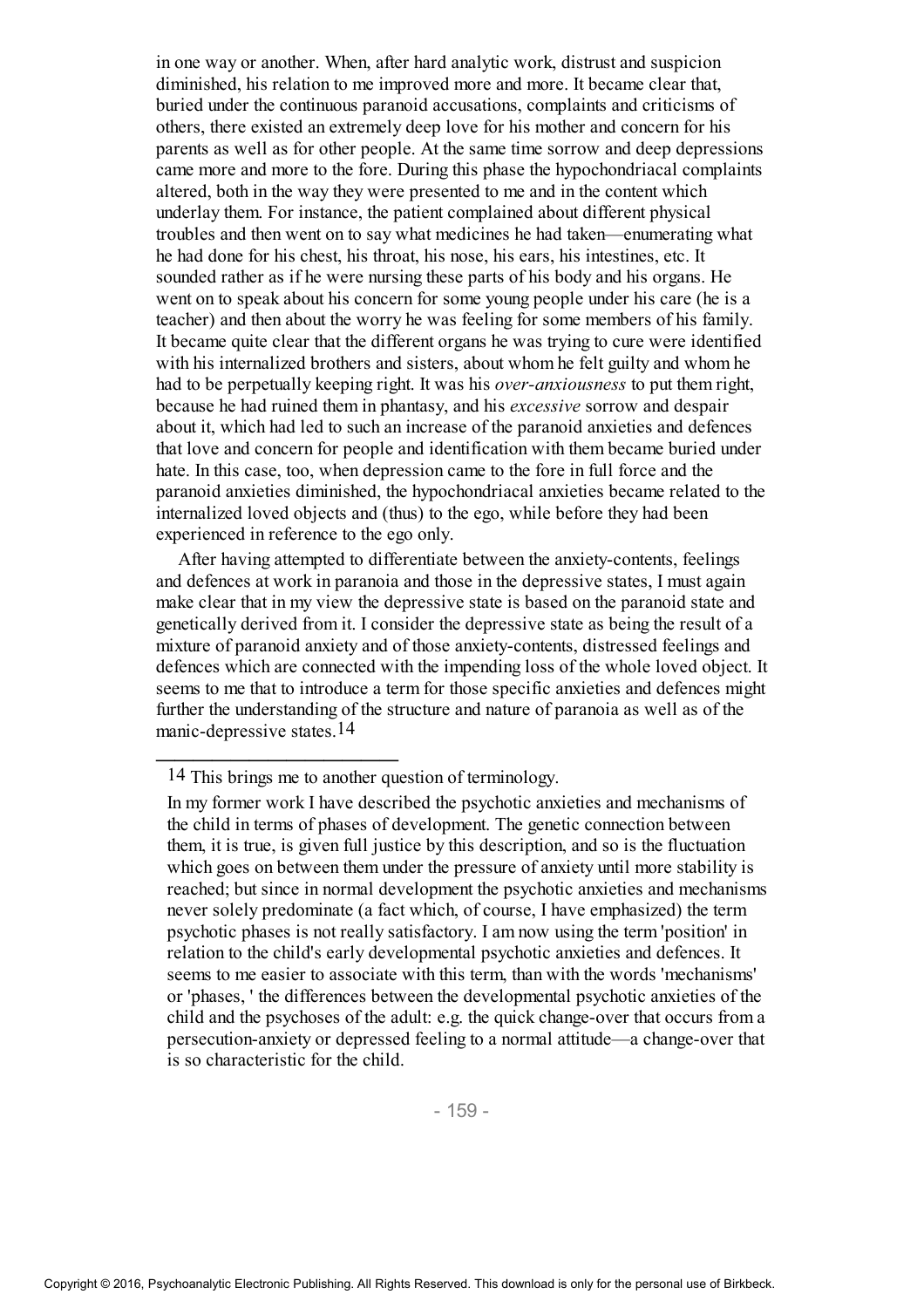in one way or another. When, after hard analytic work, distrust and suspicion diminished, his relation to me improved more and more. It became clear that, buried under the continuous paranoid accusations, complaints and criticisms of others, there existed an extremely deep love for his mother and concern for his parents as well as for other people. At the same time sorrow and deep depressions came more and more to the fore. During this phase the hypochondriacal complaints altered, both in the way they were presented to me and in the content which underlay them. For instance, the patient complained about different physical troubles and then went on to say what medicines he had taken—enumerating what he had done for his chest, his throat, his nose, his ears, his intestines, etc. It sounded rather as if he were nursing these parts of his body and his organs. He went on to speak about his concern for some young people under his care (he is a teacher) and then about the worry he was feeling for some members of his family. It became quite clear that the different organs he was trying to cure were identified with his internalized brothers and sisters, about whom he felt guilty and whom he had to be perpetually keeping right. It was his *over-anxiousness* to put them right, because he had ruined them in phantasy, and his *excessive* sorrow and despair about it, which had led to such an increase of the paranoid anxieties and defences that love and concern for people and identification with them became buried under hate. In this case, too, when depression came to the fore in full force and the paranoid anxieties diminished, the hypochondriacal anxieties became related to the internalized loved objects and (thus) to the ego, while before they had been experienced in reference to the ego only.

After having attempted to differentiate between the anxiety-contents, feelings and defences at work in paranoia and those in the depressive states, I must again make clear that in my view the depressive state is based on the paranoid state and genetically derived from it. I consider the depressive state as being the result of a mixture of paranoid anxiety and of those anxiety-contents, distressed feelings and defences which are connected with the impending loss of the whole loved object. It seems to me that to introduce a term for those specific anxieties and defences might further the understanding of the structure and nature of paranoia as well as of the manic-depressive states.[14]

---

[14] This brings me to another question of terminology.

In my former work I have described the psychotic anxieties and mechanisms of the child in terms of phases of development. The genetic connection between them, it is true, is given full justice by this description, and so is the fluctuation which goes on between them under the pressure of anxiety until more stability is reached; but since in normal development the psychotic anxieties and mechanisms never solely predominate (a fact which, of course, I have emphasized) the term psychotic phases is not really satisfactory. I am now using the term 'position' in relation to the child's early developmental psychotic anxieties and defences. It seems to me easier to associate with this term, than with the words 'mechanisms' or 'phases, ' the differences between the developmental psychotic anxieties of the child and the psychoses of the adult: e.g. the quick change-over that occurs from a persecution-anxiety or depressed feeling to a normal attitude—a change-over that is so characteristic for the child.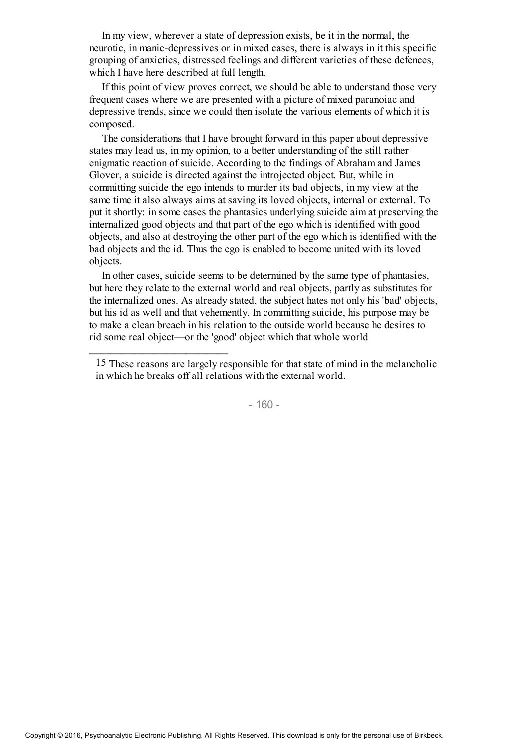In my view, wherever a state of depression exists, be it in the normal, the neurotic, in manic-depressives or in mixed cases, there is always in it this specific grouping of anxieties, distressed feelings and different varieties of these defences, which I have here described at full length.

If this point of view proves correct, we should be able to understand those very frequent cases where we are presented with a picture of mixed paranoiac and depressive trends, since we could then isolate the various elements of which it is composed.

The considerations that I have brought forward in this paper about depressive states may lead us, in my opinion, to a better understanding of the still rather enigmatic reaction of suicide. According to the findings of Abraham and James Glover, a suicide is directed against the introjected object. But, while in committing suicide the ego intends to murder its bad objects, in my view at the same time it also always aims at saving its loved objects, internal or external. To put it shortly: in some cases the phantasies underlying suicide aim at preserving the internalized good objects and that part of the ego which is identified with good objects, and also at destroying the other part of the ego which is identified with the bad objects and the id. Thus the ego is enabled to become united with its loved objects.

In other cases, suicide seems to be determined by the same type of phantasies, but here they relate to the external world and real objects, partly as substitutes for the internalized ones. As already stated, the subject hates not only his 'bad' objects, but his id as well and that vehemently. In committing suicide, his purpose may be to make a clean breach in his relation to the outside world because he desires to rid some real object—or the 'good' object which that whole world

---

15 These reasons are largely responsible for that state of mind in the melancholic in which he breaks off all relations with the external world.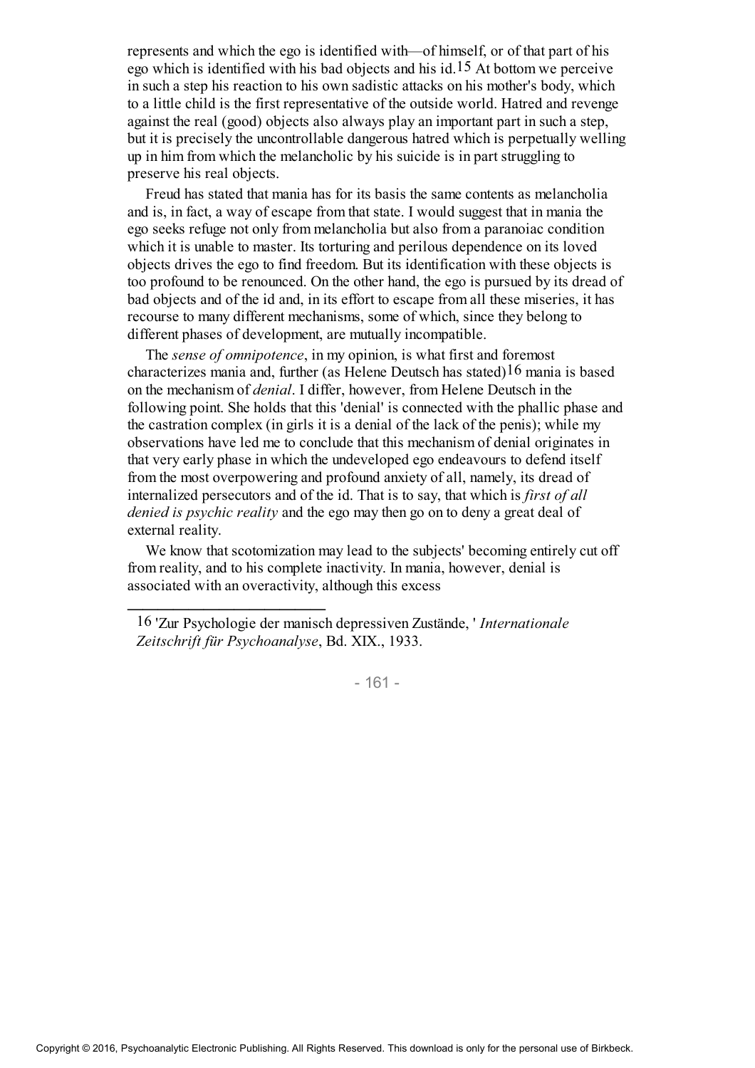represents and which the ego is identified with—of himself, or of that part of his ego which is identified with his bad objects and his id.[15] At bottom we perceive in such a step his reaction to his own sadistic attacks on his mother's body, which to a little child is the first representative of the outside world. Hatred and revenge against the real (good) objects also always play an important part in such a step, but it is precisely the uncontrollable dangerous hatred which is perpetually welling up in him from which the melancholic by his suicide is in part struggling to preserve his real objects.

Freud has stated that mania has for its basis the same contents as melancholia and is, in fact, a way of escape from that state. I would suggest that in mania the ego seeks refuge not only from melancholia but also from a paranoiac condition which it is unable to master. Its torturing and perilous dependence on its loved objects drives the ego to find freedom. But its identification with these objects is too profound to be renounced. On the other hand, the ego is pursued by its dread of bad objects and of the id and, in its effort to escape from all these miseries, it has recourse to many different mechanisms, some of which, since they belong to different phases of development, are mutually incompatible.

The *sense of omnipotence*, in my opinion, is what first and foremost characterizes mania and, further (as Helene Deutsch has stated)[16] mania is based on the mechanism of *denial*. I differ, however, from Helene Deutsch in the following point. She holds that this 'denial' is connected with the phallic phase and the castration complex (in girls it is a denial of the lack of the penis); while my observations have led me to conclude that this mechanism of denial originates in that very early phase in which the undeveloped ego endeavours to defend itself from the most overpowering and profound anxiety of all, namely, its dread of internalized persecutors and of the id. That is to say, that which is *first of all denied is psychic reality* and the ego may then go on to deny a great deal of external reality.

We know that scotomization may lead to the subjects' becoming entirely cut off from reality, and to his complete inactivity. In mania, however, denial is associated with an overactivity, although this excess

---

[16] 'Zur Psychologie der manisch depressiven Zustände, ' *Internationale Zeitschrift für Psychoanalyse*, Bd. XIX., 1933.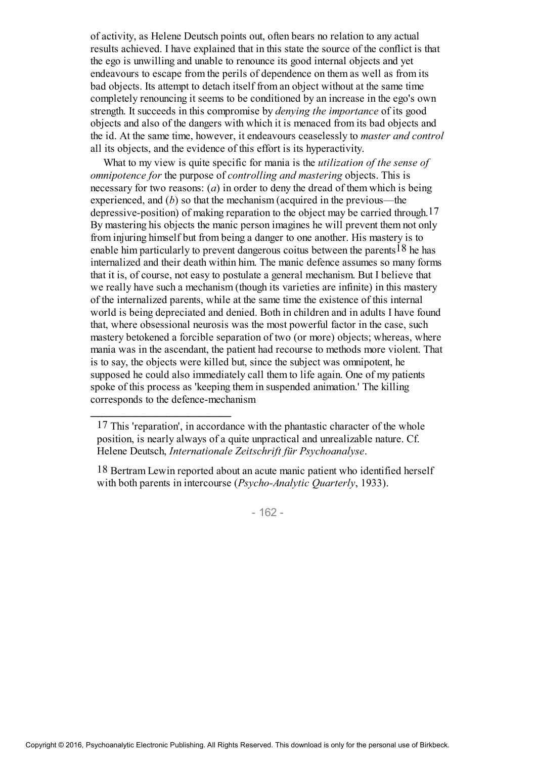of activity, as Helene Deutsch points out, often bears no relation to any actual results achieved. I have explained that in this state the source of the conflict is that the ego is unwilling and unable to renounce its good internal objects and yet endeavours to escape from the perils of dependence on them as well as from its bad objects. Its attempt to detach itself from an object without at the same time completely renouncing it seems to be conditioned by an increase in the ego's own strength. It succeeds in this compromise by *denying the importance* of its good objects and also of the dangers with which it is menaced from its bad objects and the id. At the same time, however, it endeavours ceaselessly to *master and control* all its objects, and the evidence of this effort is its hyperactivity.

What to my view is quite specific for mania is the *utilization of the sense of omnipotence for* the purpose of *controlling and mastering* objects. This is necessary for two reasons: (*a*) in order to deny the dread of them which is being experienced, and (*b*) so that the mechanism (acquired in the previous—the depressive-position) of making reparation to the object may be carried through.[17] By mastering his objects the manic person imagines he will prevent them not only from injuring himself but from being a danger to one another. His mastery is to enable him particularly to prevent dangerous coitus between the parents[18] he has internalized and their death within him. The manic defence assumes so many forms that it is, of course, not easy to postulate a general mechanism. But I believe that we really have such a mechanism (though its varieties are infinite) in this mastery of the internalized parents, while at the same time the existence of this internal world is being depreciated and denied. Both in children and in adults I have found that, where obsessional neurosis was the most powerful factor in the case, such mastery betokened a forcible separation of two (or more) objects; whereas, where mania was in the ascendant, the patient had recourse to methods more violent. That is to say, the objects were killed but, since the subject was omnipotent, he supposed he could also immediately call them to life again. One of my patients spoke of this process as 'keeping them in suspended animation.' The killing corresponds to the defence-mechanism

---

[17] This 'reparation', in accordance with the phantastic character of the whole position, is nearly always of a quite unpractical and unrealizable nature. Cf. Helene Deutsch, *Internationale Zeitschrift für Psychoanalyse*.

[18] Bertram Lewin reported about an acute manic patient who identified herself with both parents in intercourse (*Psycho-Analytic Quarterly*, 1933).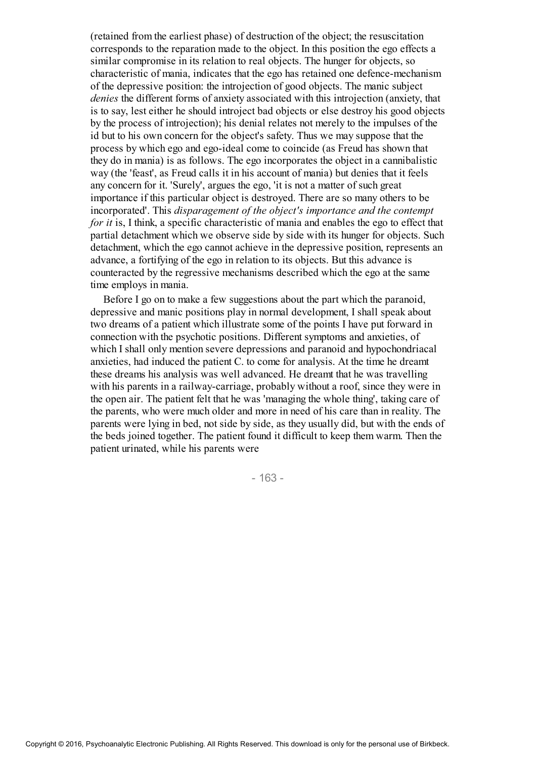(retained from the earliest phase) of destruction of the object; the resuscitation corresponds to the reparation made to the object. In this position the ego effects a similar compromise in its relation to real objects. The hunger for objects, so characteristic of mania, indicates that the ego has retained one defence-mechanism of the depressive position: the introjection of good objects. The manic subject *denies* the different forms of anxiety associated with this introjection (anxiety, that is to say, lest either he should introject bad objects or else destroy his good objects by the process of introjection); his denial relates not merely to the impulses of the id but to his own concern for the object's safety. Thus we may suppose that the process by which ego and ego-ideal come to coincide (as Freud has shown that they do in mania) is as follows. The ego incorporates the object in a cannibalistic way (the 'feast', as Freud calls it in his account of mania) but denies that it feels any concern for it. 'Surely', argues the ego, 'it is not a matter of such great importance if this particular object is destroyed. There are so many others to be incorporated'. This *disparagement of the object's importance and the contempt for it* is, I think, a specific characteristic of mania and enables the ego to effect that partial detachment which we observe side by side with its hunger for objects. Such detachment, which the ego cannot achieve in the depressive position, represents an advance, a fortifying of the ego in relation to its objects. But this advance is counteracted by the regressive mechanisms described which the ego at the same time employs in mania.

Before I go on to make a few suggestions about the part which the paranoid, depressive and manic positions play in normal development, I shall speak about two dreams of a patient which illustrate some of the points I have put forward in connection with the psychotic positions. Different symptoms and anxieties, of which I shall only mention severe depressions and paranoid and hypochondriacal anxieties, had induced the patient C. to come for analysis. At the time he dreamt these dreams his analysis was well advanced. He dreamt that he was travelling with his parents in a railway-carriage, probably without a roof, since they were in the open air. The patient felt that he was 'managing the whole thing', taking care of the parents, who were much older and more in need of his care than in reality. The parents were lying in bed, not side by side, as they usually did, but with the ends of the beds joined together. The patient found it difficult to keep them warm. Then the patient urinated, while his parents were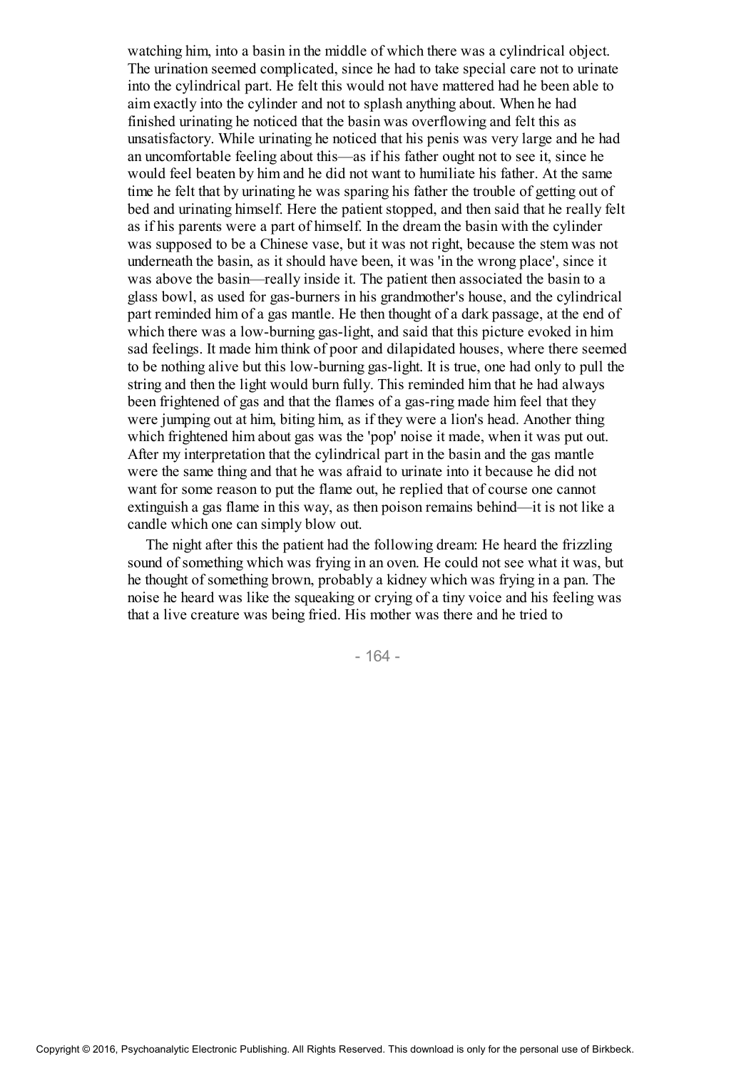watching him, into a basin in the middle of which there was a cylindrical object. The urination seemed complicated, since he had to take special care not to urinate into the cylindrical part. He felt this would not have mattered had he been able to aim exactly into the cylinder and not to splash anything about. When he had finished urinating he noticed that the basin was overflowing and felt this as unsatisfactory. While urinating he noticed that his penis was very large and he had an uncomfortable feeling about this—as if his father ought not to see it, since he would feel beaten by him and he did not want to humiliate his father. At the same time he felt that by urinating he was sparing his father the trouble of getting out of bed and urinating himself. Here the patient stopped, and then said that he really felt as if his parents were a part of himself. In the dream the basin with the cylinder was supposed to be a Chinese vase, but it was not right, because the stem was not underneath the basin, as it should have been, it was 'in the wrong place', since it was above the basin—really inside it. The patient then associated the basin to a glass bowl, as used for gas-burners in his grandmother's house, and the cylindrical part reminded him of a gas mantle. He then thought of a dark passage, at the end of which there was a low-burning gas-light, and said that this picture evoked in him sad feelings. It made him think of poor and dilapidated houses, where there seemed to be nothing alive but this low-burning gas-light. It is true, one had only to pull the string and then the light would burn fully. This reminded him that he had always been frightened of gas and that the flames of a gas-ring made him feel that they were jumping out at him, biting him, as if they were a lion's head. Another thing which frightened him about gas was the 'pop' noise it made, when it was put out. After my interpretation that the cylindrical part in the basin and the gas mantle were the same thing and that he was afraid to urinate into it because he did not want for some reason to put the flame out, he replied that of course one cannot extinguish a gas flame in this way, as then poison remains behind—it is not like a candle which one can simply blow out.

The night after this the patient had the following dream: He heard the frizzling sound of something which was frying in an oven. He could not see what it was, but he thought of something brown, probably a kidney which was frying in a pan. The noise he heard was like the squeaking or crying of a tiny voice and his feeling was that a live creature was being fried. His mother was there and he tried to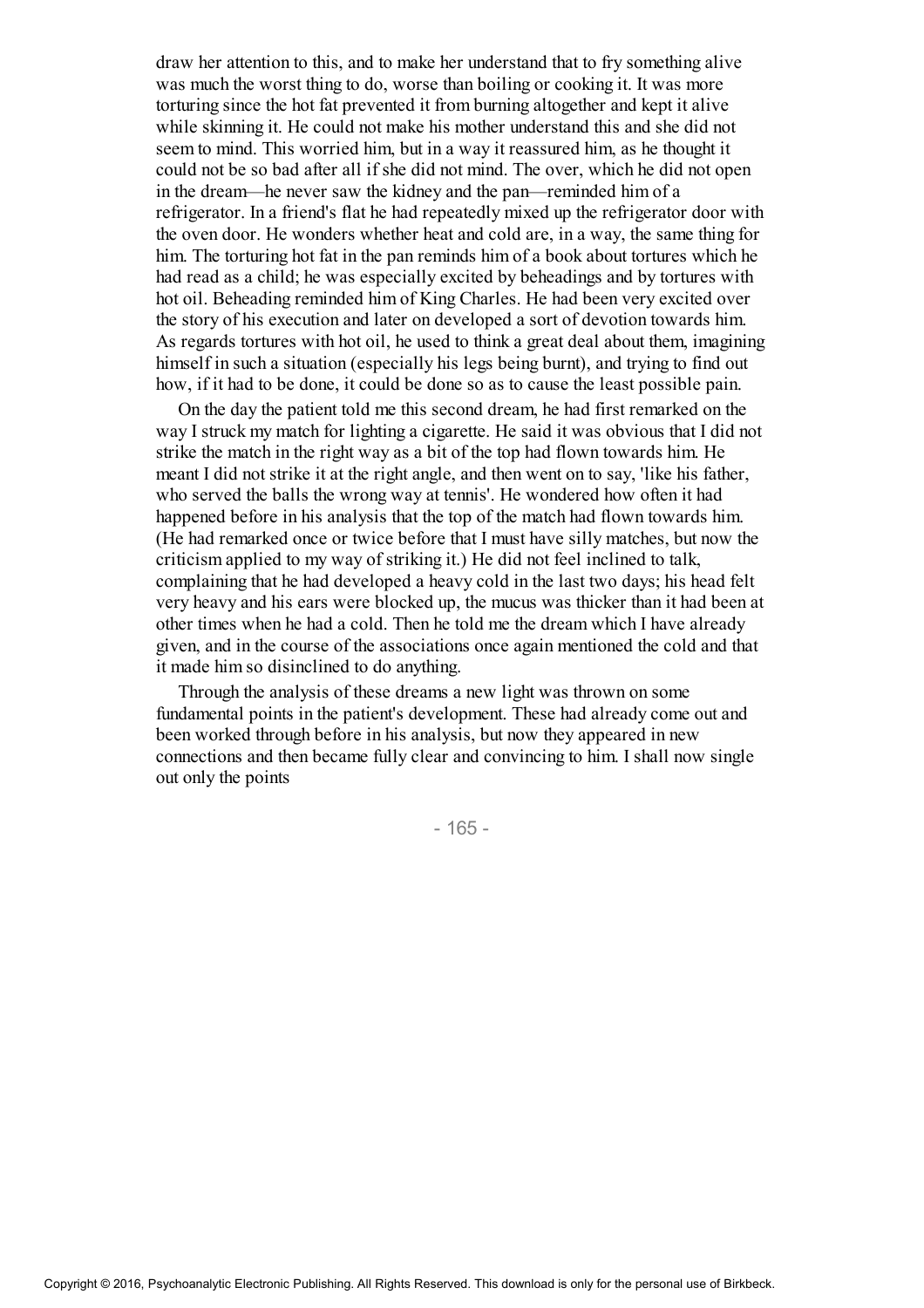draw her attention to this, and to make her understand that to fry something alive was much the worst thing to do, worse than boiling or cooking it. It was more torturing since the hot fat prevented it from burning altogether and kept it alive while skinning it. He could not make his mother understand this and she did not seem to mind. This worried him, but in a way it reassured him, as he thought it could not be so bad after all if she did not mind. The over, which he did not open in the dream—he never saw the kidney and the pan—reminded him of a refrigerator. In a friend's flat he had repeatedly mixed up the refrigerator door with the oven door. He wonders whether heat and cold are, in a way, the same thing for him. The torturing hot fat in the pan reminds him of a book about tortures which he had read as a child; he was especially excited by beheadings and by tortures with hot oil. Beheading reminded him of King Charles. He had been very excited over the story of his execution and later on developed a sort of devotion towards him. As regards tortures with hot oil, he used to think a great deal about them, imagining himself in such a situation (especially his legs being burnt), and trying to find out how, if it had to be done, it could be done so as to cause the least possible pain.

On the day the patient told me this second dream, he had first remarked on the way I struck my match for lighting a cigarette. He said it was obvious that I did not strike the match in the right way as a bit of the top had flown towards him. He meant I did not strike it at the right angle, and then went on to say, 'like his father, who served the balls the wrong way at tennis'. He wondered how often it had happened before in his analysis that the top of the match had flown towards him. (He had remarked once or twice before that I must have silly matches, but now the criticism applied to my way of striking it.) He did not feel inclined to talk, complaining that he had developed a heavy cold in the last two days; his head felt very heavy and his ears were blocked up, the mucus was thicker than it had been at other times when he had a cold. Then he told me the dream which I have already given, and in the course of the associations once again mentioned the cold and that it made him so disinclined to do anything.

Through the analysis of these dreams a new light was thrown on some fundamental points in the patient's development. These had already come out and been worked through before in his analysis, but now they appeared in new connections and then became fully clear and convincing to him. I shall now single out only the points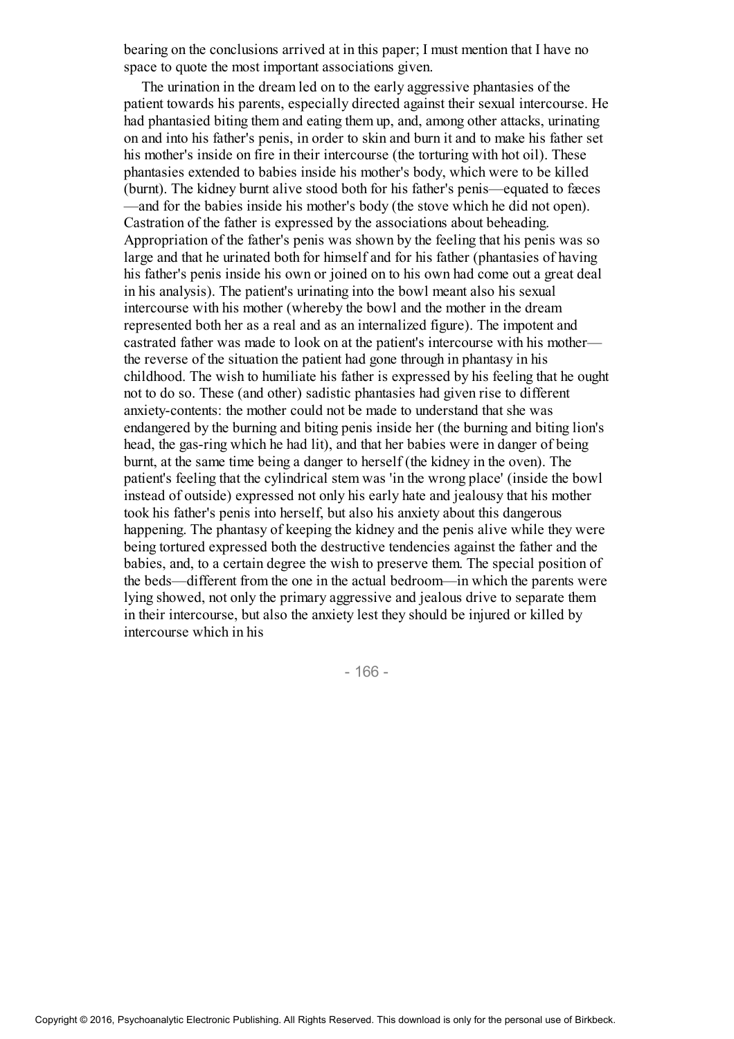bearing on the conclusions arrived at in this paper; I must mention that I have no space to quote the most important associations given.

The urination in the dream led on to the early aggressive phantasies of the patient towards his parents, especially directed against their sexual intercourse. He had phantasied biting them and eating them up, and, among other attacks, urinating on and into his father's penis, in order to skin and burn it and to make his father set his mother's inside on fire in their intercourse (the torturing with hot oil). These phantasies extended to babies inside his mother's body, which were to be killed (burnt). The kidney burnt alive stood both for his father's penis—equated to fæces—and for the babies inside his mother's body (the stove which he did not open). Castration of the father is expressed by the associations about beheading. Appropriation of the father's penis was shown by the feeling that his penis was so large and that he urinated both for himself and for his father (phantasies of having his father's penis inside his own or joined on to his own had come out a great deal in his analysis). The patient's urinating into the bowl meant also his sexual intercourse with his mother (whereby the bowl and the mother in the dream represented both her as a real and as an internalized figure). The impotent and castrated father was made to look on at the patient's intercourse with his mother—the reverse of the situation the patient had gone through in phantasy in his childhood. The wish to humiliate his father is expressed by his feeling that he ought not to do so. These (and other) sadistic phantasies had given rise to different anxiety-contents: the mother could not be made to understand that she was endangered by the burning and biting penis inside her (the burning and biting lion's head, the gas-ring which he had lit), and that her babies were in danger of being burnt, at the same time being a danger to herself (the kidney in the oven). The patient's feeling that the cylindrical stem was 'in the wrong place' (inside the bowl instead of outside) expressed not only his early hate and jealousy that his mother took his father's penis into herself, but also his anxiety about this dangerous happening. The phantasy of keeping the kidney and the penis alive while they were being tortured expressed both the destructive tendencies against the father and the babies, and, to a certain degree the wish to preserve them. The special position of the beds—different from the one in the actual bedroom—in which the parents were lying showed, not only the primary aggressive and jealous drive to separate them in their intercourse, but also the anxiety lest they should be injured or killed by intercourse which in his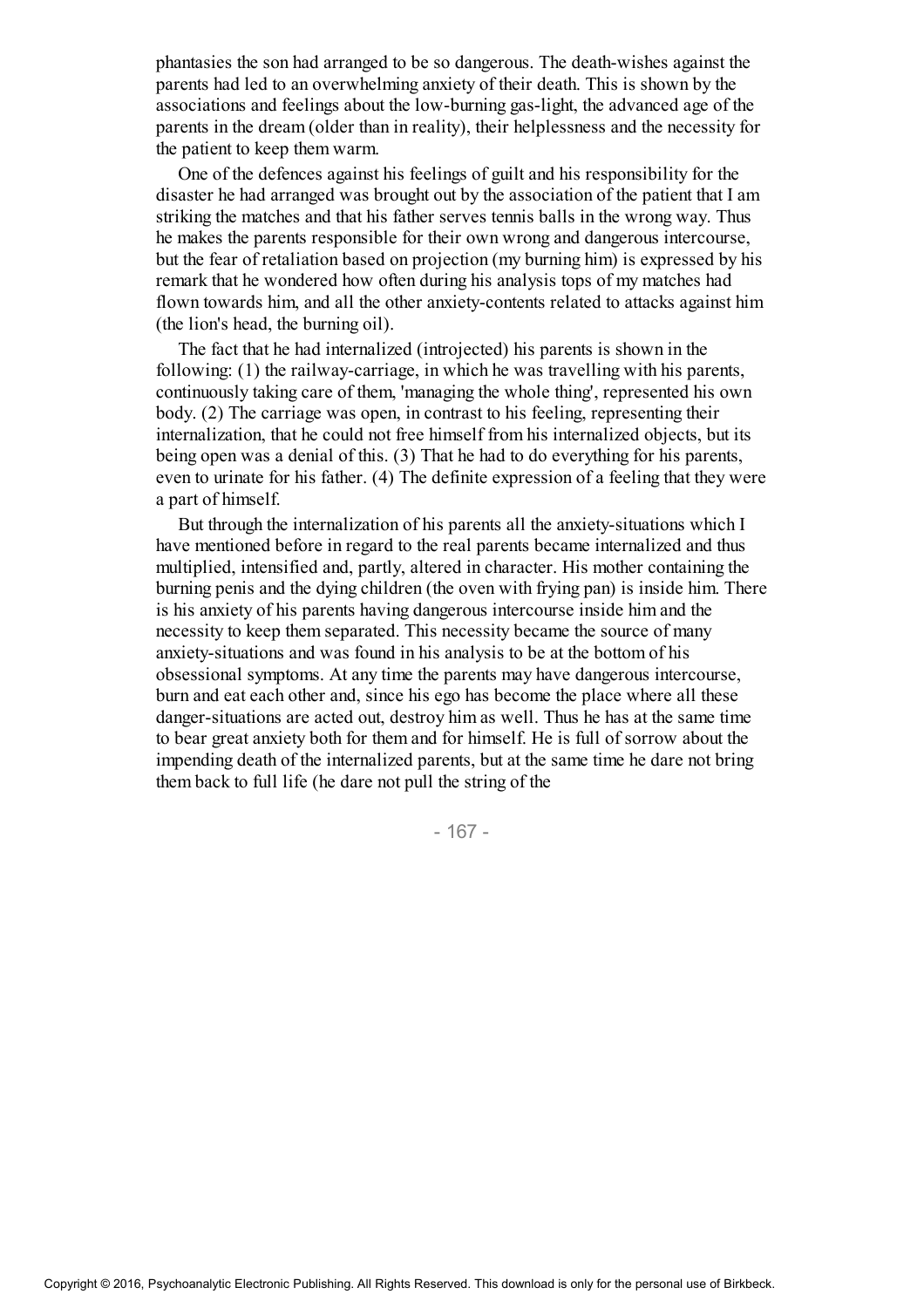phantasies the son had arranged to be so dangerous. The death-wishes against the parents had led to an overwhelming anxiety of their death. This is shown by the associations and feelings about the low-burning gas-light, the advanced age of the parents in the dream (older than in reality), their helplessness and the necessity for the patient to keep them warm.

One of the defences against his feelings of guilt and his responsibility for the disaster he had arranged was brought out by the association of the patient that I am striking the matches and that his father serves tennis balls in the wrong way. Thus he makes the parents responsible for their own wrong and dangerous intercourse, but the fear of retaliation based on projection (my burning him) is expressed by his remark that he wondered how often during his analysis tops of my matches had flown towards him, and all the other anxiety-contents related to attacks against him (the lion's head, the burning oil).

The fact that he had internalized (introjected) his parents is shown in the following: (1) the railway-carriage, in which he was travelling with his parents, continuously taking care of them, 'managing the whole thing', represented his own body. (2) The carriage was open, in contrast to his feeling, representing their internalization, that he could not free himself from his internalized objects, but its being open was a denial of this. (3) That he had to do everything for his parents, even to urinate for his father. (4) The definite expression of a feeling that they were a part of himself.

But through the internalization of his parents all the anxiety-situations which I have mentioned before in regard to the real parents became internalized and thus multiplied, intensified and, partly, altered in character. His mother containing the burning penis and the dying children (the oven with frying pan) is inside him. There is his anxiety of his parents having dangerous intercourse inside him and the necessity to keep them separated. This necessity became the source of many anxiety-situations and was found in his analysis to be at the bottom of his obsessional symptoms. At any time the parents may have dangerous intercourse, burn and eat each other and, since his ego has become the place where all these danger-situations are acted out, destroy him as well. Thus he has at the same time to bear great anxiety both for them and for himself. He is full of sorrow about the impending death of the internalized parents, but at the same time he dare not bring them back to full life (he dare not pull the string of the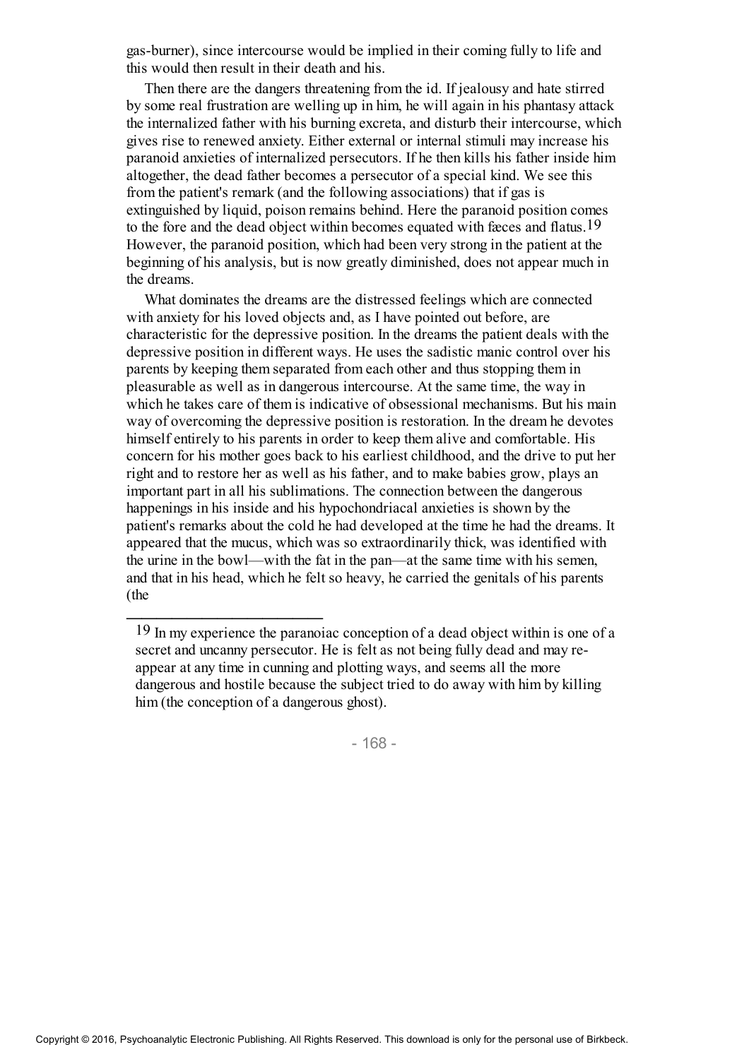gas-burner), since intercourse would be implied in their coming fully to life and this would then result in their death and his.

Then there are the dangers threatening from the id. If jealousy and hate stirred by some real frustration are welling up in him, he will again in his phantasy attack the internalized father with his burning excreta, and disturb their intercourse, which gives rise to renewed anxiety. Either external or internal stimuli may increase his paranoid anxieties of internalized persecutors. If he then kills his father inside him altogether, the dead father becomes a persecutor of a special kind. We see this from the patient's remark (and the following associations) that if gas is extinguished by liquid, poison remains behind. Here the paranoid position comes to the fore and the dead object within becomes equated with fæces and flatus.[19] However, the paranoid position, which had been very strong in the patient at the beginning of his analysis, but is now greatly diminished, does not appear much in the dreams.

What dominates the dreams are the distressed feelings which are connected with anxiety for his loved objects and, as I have pointed out before, are characteristic for the depressive position. In the dreams the patient deals with the depressive position in different ways. He uses the sadistic manic control over his parents by keeping them separated from each other and thus stopping them in pleasurable as well as in dangerous intercourse. At the same time, the way in which he takes care of them is indicative of obsessional mechanisms. But his main way of overcoming the depressive position is restoration. In the dream he devotes himself entirely to his parents in order to keep them alive and comfortable. His concern for his mother goes back to his earliest childhood, and the drive to put her right and to restore her as well as his father, and to make babies grow, plays an important part in all his sublimations. The connection between the dangerous happenings in his inside and his hypochondriacal anxieties is shown by the patient's remarks about the cold he had developed at the time he had the dreams. It appeared that the mucus, which was so extraordinarily thick, was identified with the urine in the bowl—with the fat in the pan—at the same time with his semen, and that in his head, which he felt so heavy, he carried the genitals of his parents (the

---

[19] In my experience the paranoiac conception of a dead object within is one of a secret and uncanny persecutor. He is felt as not being fully dead and may re-appear at any time in cunning and plotting ways, and seems all the more dangerous and hostile because the subject tried to do away with him by killing him (the conception of a dangerous ghost).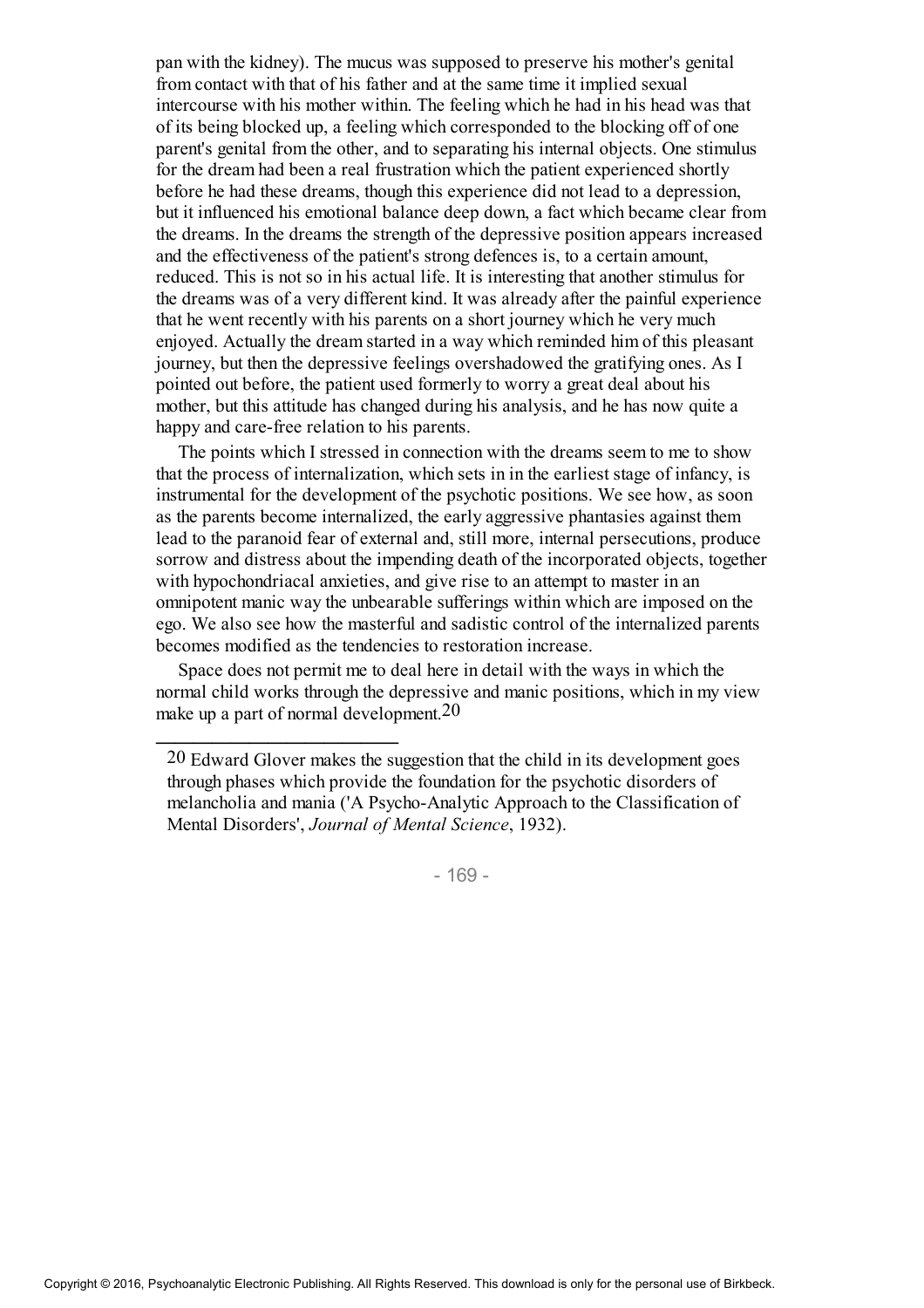pan with the kidney). The mucus was supposed to preserve his mother's genital from contact with that of his father and at the same time it implied sexual intercourse with his mother within. The feeling which he had in his head was that of its being blocked up, a feeling which corresponded to the blocking off of one parent's genital from the other, and to separating his internal objects. One stimulus for the dream had been a real frustration which the patient experienced shortly before he had these dreams, though this experience did not lead to a depression, but it influenced his emotional balance deep down, a fact which became clear from the dreams. In the dreams the strength of the depressive position appears increased and the effectiveness of the patient's strong defences is, to a certain amount, reduced. This is not so in his actual life. It is interesting that another stimulus for the dreams was of a very different kind. It was already after the painful experience that he went recently with his parents on a short journey which he very much enjoyed. Actually the dream started in a way which reminded him of this pleasant journey, but then the depressive feelings overshadowed the gratifying ones. As I pointed out before, the patient used formerly to worry a great deal about his mother, but this attitude has changed during his analysis, and he has now quite a happy and care-free relation to his parents.

The points which I stressed in connection with the dreams seem to me to show that the process of internalization, which sets in in the earliest stage of infancy, is instrumental for the development of the psychotic positions. We see how, as soon as the parents become internalized, the early aggressive phantasies against them lead to the paranoid fear of external and, still more, internal persecutions, produce sorrow and distress about the impending death of the incorporated objects, together with hypochondriacal anxieties, and give rise to an attempt to master in an omnipotent manic way the unbearable sufferings within which are imposed on the ego. We also see how the masterful and sadistic control of the internalized parents becomes modified as the tendencies to restoration increase.

Space does not permit me to deal here in detail with the ways in which the normal child works through the depressive and manic positions, which in my view make up a part of normal development.[20]

---

[20] Edward Glover makes the suggestion that the child in its development goes through phases which provide the foundation for the psychotic disorders of melancholia and mania ('A Psycho-Analytic Approach to the Classification of Mental Disorders', *Journal of Mental Science*, 1932).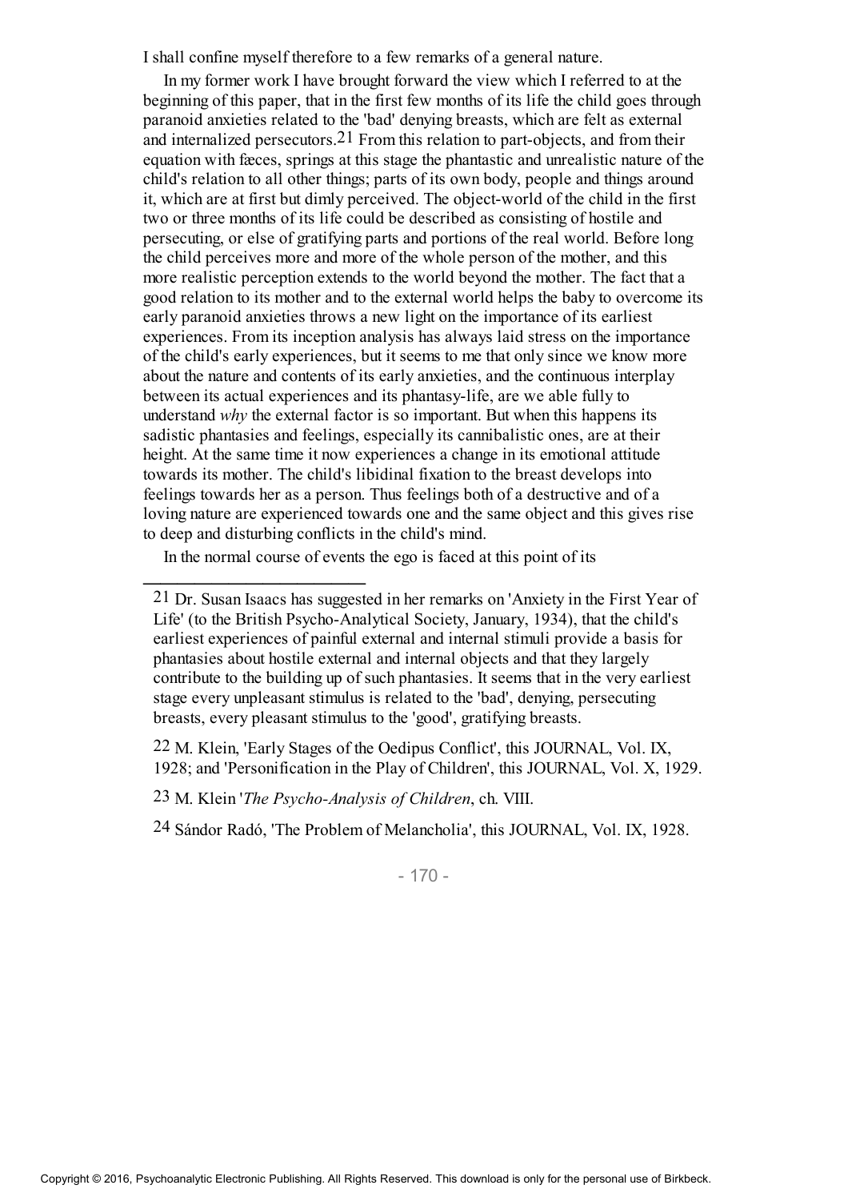I shall confine myself therefore to a few remarks of a general nature.

In my former work I have brought forward the view which I referred to at the beginning of this paper, that in the first few months of its life the child goes through paranoid anxieties related to the 'bad' denying breasts, which are felt as external and internalized persecutors.[21] From this relation to part-objects, and from their equation with fæces, springs at this stage the phantastic and unrealistic nature of the child's relation to all other things; parts of its own body, people and things around it, which are at first but dimly perceived. The object-world of the child in the first two or three months of its life could be described as consisting of hostile and persecuting, or else of gratifying parts and portions of the real world. Before long the child perceives more and more of the whole person of the mother, and this more realistic perception extends to the world beyond the mother. The fact that a good relation to its mother and to the external world helps the baby to overcome its early paranoid anxieties throws a new light on the importance of its earliest experiences. From its inception analysis has always laid stress on the importance of the child's early experiences, but it seems to me that only since we know more about the nature and contents of its early anxieties, and the continuous interplay between its actual experiences and its phantasy-life, are we able fully to understand *why* the external factor is so important. But when this happens its sadistic phantasies and feelings, especially its cannibalistic ones, are at their height. At the same time it now experiences a change in its emotional attitude towards its mother. The child's libidinal fixation to the breast develops into feelings towards her as a person. Thus feelings both of a destructive and of a loving nature are experienced towards one and the same object and this gives rise to deep and disturbing conflicts in the child's mind.

In the normal course of events the ego is faced at this point of its

---

[21] Dr. Susan Isaacs has suggested in her remarks on 'Anxiety in the First Year of Life' (to the British Psycho-Analytical Society, January, 1934), that the child's earliest experiences of painful external and internal stimuli provide a basis for phantasies about hostile external and internal objects and that they largely contribute to the building up of such phantasies. It seems that in the very earliest stage every unpleasant stimulus is related to the 'bad', denying, persecuting breasts, every pleasant stimulus to the 'good', gratifying breasts.

[22] M. Klein, 'Early Stages of the Oedipus Conflict', this JOURNAL, Vol. IX, 1928; and 'Personification in the Play of Children', this JOURNAL, Vol. X, 1929.

[23] M. Klein '*The Psycho-Analysis of Children*, ch. VIII.

[24] Sándor Radó, 'The Problem of Melancholia', this JOURNAL, Vol. IX, 1928.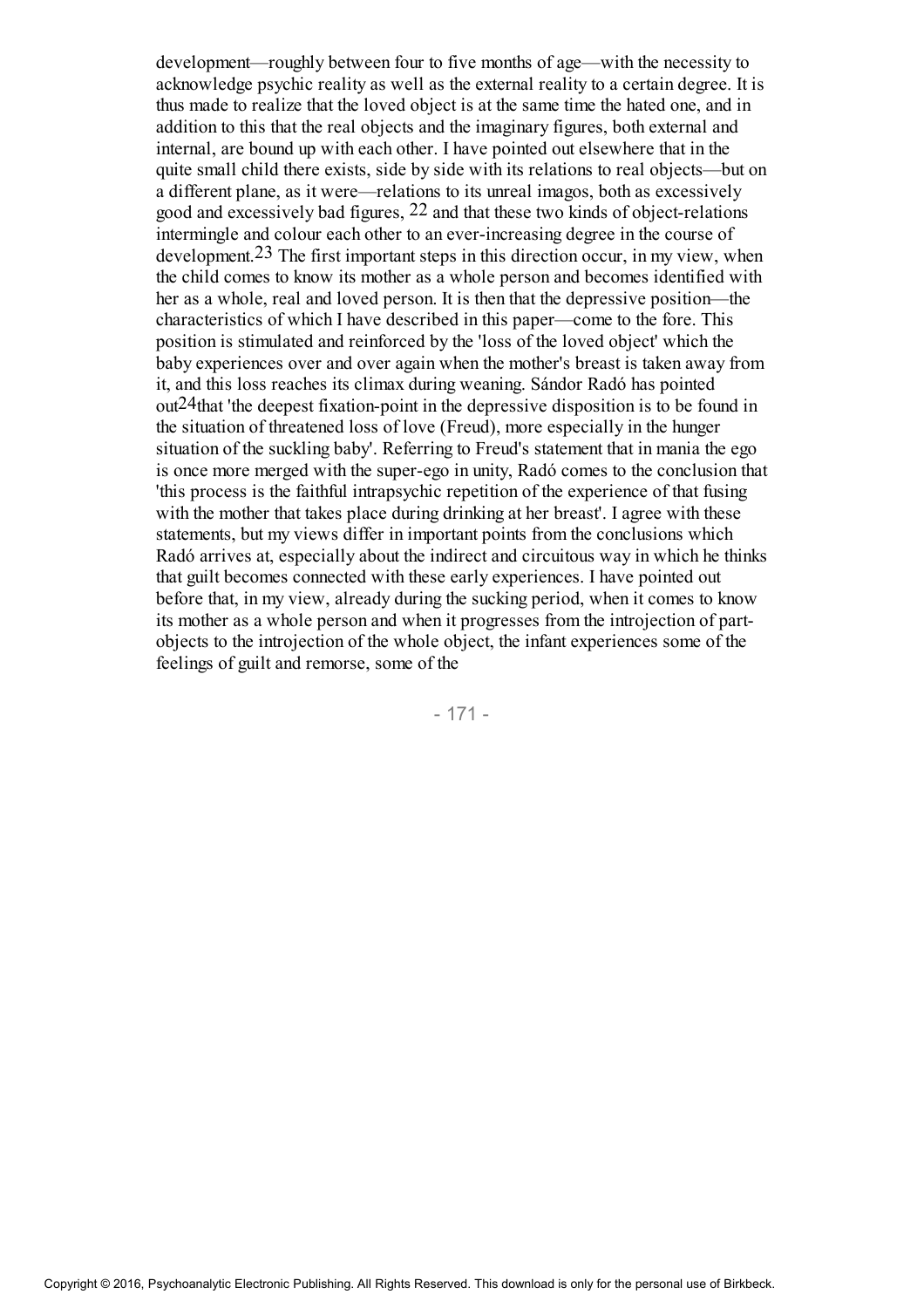development—roughly between four to five months of age—with the necessity to acknowledge psychic reality as well as the external reality to a certain degree. It is thus made to realize that the loved object is at the same time the hated one, and in addition to this that the real objects and the imaginary figures, both external and internal, are bound up with each other. I have pointed out elsewhere that in the quite small child there exists, side by side with its relations to real objects—but on a different plane, as it were—relations to its unreal imagos, both as excessively good and excessively bad figures, [22] and that these two kinds of object-relations intermingle and colour each other to an ever-increasing degree in the course of development.[23] The first important steps in this direction occur, in my view, when the child comes to know its mother as a whole person and becomes identified with her as a whole, real and loved person. It is then that the depressive position—the characteristics of which I have described in this paper—come to the fore. This position is stimulated and reinforced by the 'loss of the loved object' which the baby experiences over and over again when the mother's breast is taken away from it, and this loss reaches its climax during weaning. Sándor Radó has pointed out[24] that 'the deepest fixation-point in the depressive disposition is to be found in the situation of threatened loss of love (Freud), more especially in the hunger situation of the suckling baby'. Referring to Freud's statement that in mania the ego is once more merged with the super-ego in unity, Radó comes to the conclusion that 'this process is the faithful intrapsychic repetition of the experience of that fusing with the mother that takes place during drinking at her breast'. I agree with these statements, but my views differ in important points from the conclusions which Radó arrives at, especially about the indirect and circuitous way in which he thinks that guilt becomes connected with these early experiences. I have pointed out before that, in my view, already during the sucking period, when it comes to know its mother as a whole person and when it progresses from the introjection of part-objects to the introjection of the whole object, the infant experiences some of the feelings of guilt and remorse, some of the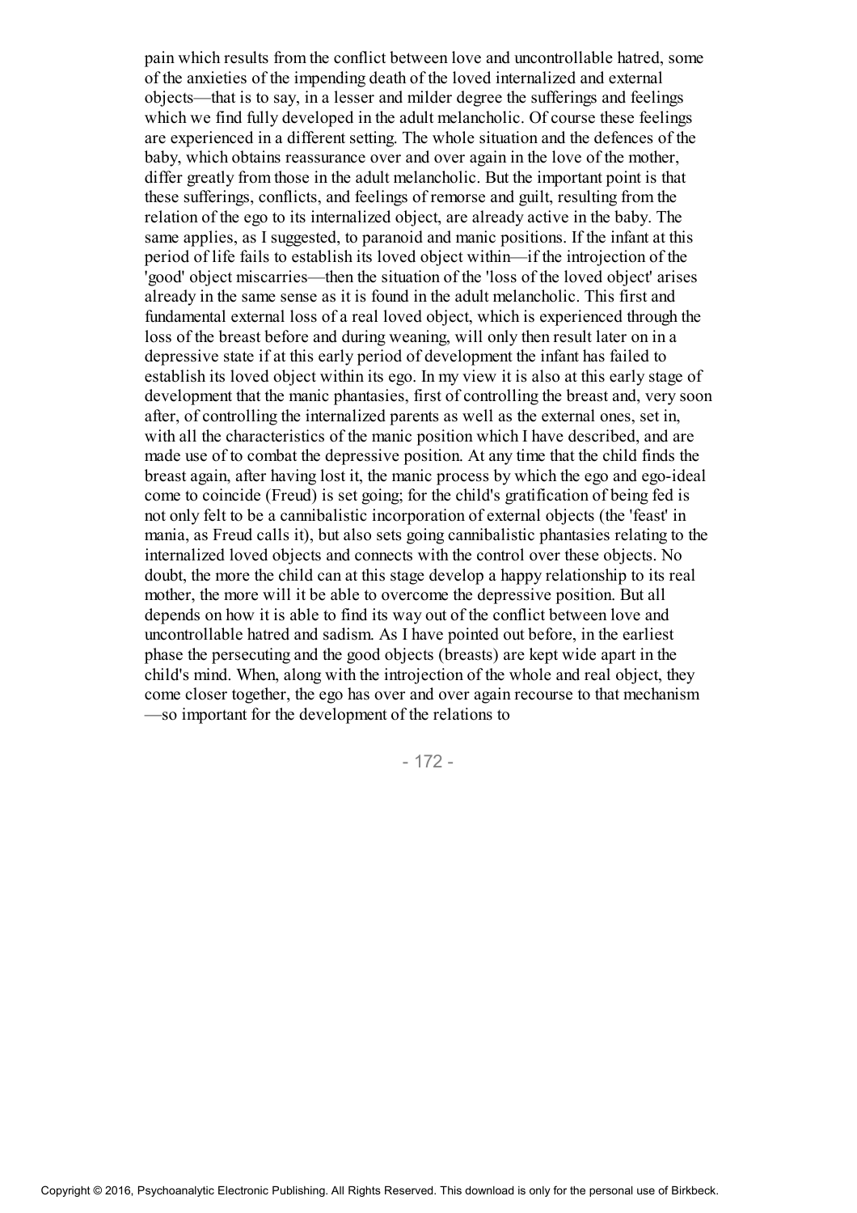pain which results from the conflict between love and uncontrollable hatred, some of the anxieties of the impending death of the loved internalized and external objects—that is to say, in a lesser and milder degree the sufferings and feelings which we find fully developed in the adult melancholic. Of course these feelings are experienced in a different setting. The whole situation and the defences of the baby, which obtains reassurance over and over again in the love of the mother, differ greatly from those in the adult melancholic. But the important point is that these sufferings, conflicts, and feelings of remorse and guilt, resulting from the relation of the ego to its internalized object, are already active in the baby. The same applies, as I suggested, to paranoid and manic positions. If the infant at this period of life fails to establish its loved object within—if the introjection of the 'good' object miscarries—then the situation of the 'loss of the loved object' arises already in the same sense as it is found in the adult melancholic. This first and fundamental external loss of a real loved object, which is experienced through the loss of the breast before and during weaning, will only then result later on in a depressive state if at this early period of development the infant has failed to establish its loved object within its ego. In my view it is also at this early stage of development that the manic phantasies, first of controlling the breast and, very soon after, of controlling the internalized parents as well as the external ones, set in, with all the characteristics of the manic position which I have described, and are made use of to combat the depressive position. At any time that the child finds the breast again, after having lost it, the manic process by which the ego and ego-ideal come to coincide (Freud) is set going; for the child's gratification of being fed is not only felt to be a cannibalistic incorporation of external objects (the 'feast' in mania, as Freud calls it), but also sets going cannibalistic phantasies relating to the internalized loved objects and connects with the control over these objects. No doubt, the more the child can at this stage develop a happy relationship to its real mother, the more will it be able to overcome the depressive position. But all depends on how it is able to find its way out of the conflict between love and uncontrollable hatred and sadism. As I have pointed out before, in the earliest phase the persecuting and the good objects (breasts) are kept wide apart in the child's mind. When, along with the introjection of the whole and real object, they come closer together, the ego has over and over again recourse to that mechanism —so important for the development of the relations to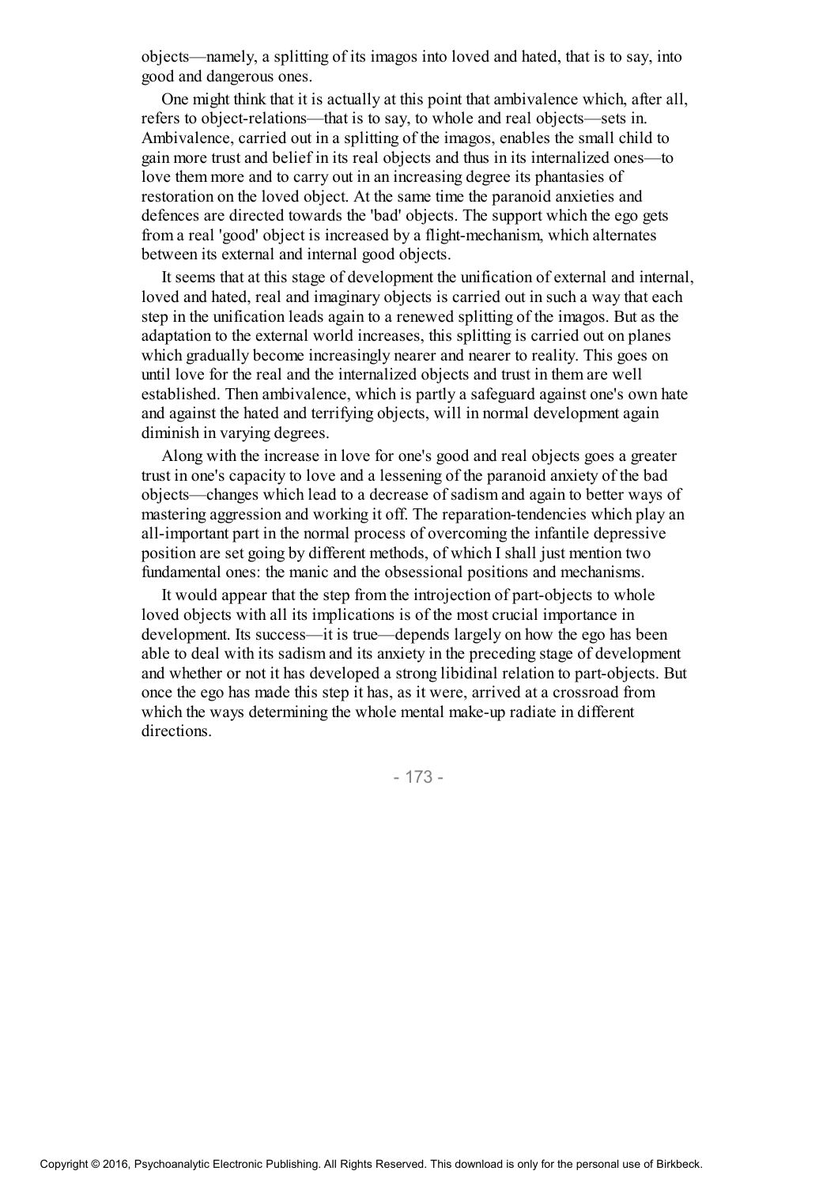objects—namely, a splitting of its imagos into loved and hated, that is to say, into good and dangerous ones.

One might think that it is actually at this point that ambivalence which, after all, refers to object-relations—that is to say, to whole and real objects—sets in. Ambivalence, carried out in a splitting of the imagos, enables the small child to gain more trust and belief in its real objects and thus in its internalized ones—to love them more and to carry out in an increasing degree its phantasies of restoration on the loved object. At the same time the paranoid anxieties and defences are directed towards the 'bad' objects. The support which the ego gets from a real 'good' object is increased by a flight-mechanism, which alternates between its external and internal good objects.

It seems that at this stage of development the unification of external and internal, loved and hated, real and imaginary objects is carried out in such a way that each step in the unification leads again to a renewed splitting of the imagos. But as the adaptation to the external world increases, this splitting is carried out on planes which gradually become increasingly nearer and nearer to reality. This goes on until love for the real and the internalized objects and trust in them are well established. Then ambivalence, which is partly a safeguard against one's own hate and against the hated and terrifying objects, will in normal development again diminish in varying degrees.

Along with the increase in love for one's good and real objects goes a greater trust in one's capacity to love and a lessening of the paranoid anxiety of the bad objects—changes which lead to a decrease of sadism and again to better ways of mastering aggression and working it off. The reparation-tendencies which play an all-important part in the normal process of overcoming the infantile depressive position are set going by different methods, of which I shall just mention two fundamental ones: the manic and the obsessional positions and mechanisms.

It would appear that the step from the introjection of part-objects to whole loved objects with all its implications is of the most crucial importance in development. Its success—it is true—depends largely on how the ego has been able to deal with its sadism and its anxiety in the preceding stage of development and whether or not it has developed a strong libidinal relation to part-objects. But once the ego has made this step it has, as it were, arrived at a crossroad from which the ways determining the whole mental make-up radiate in different directions.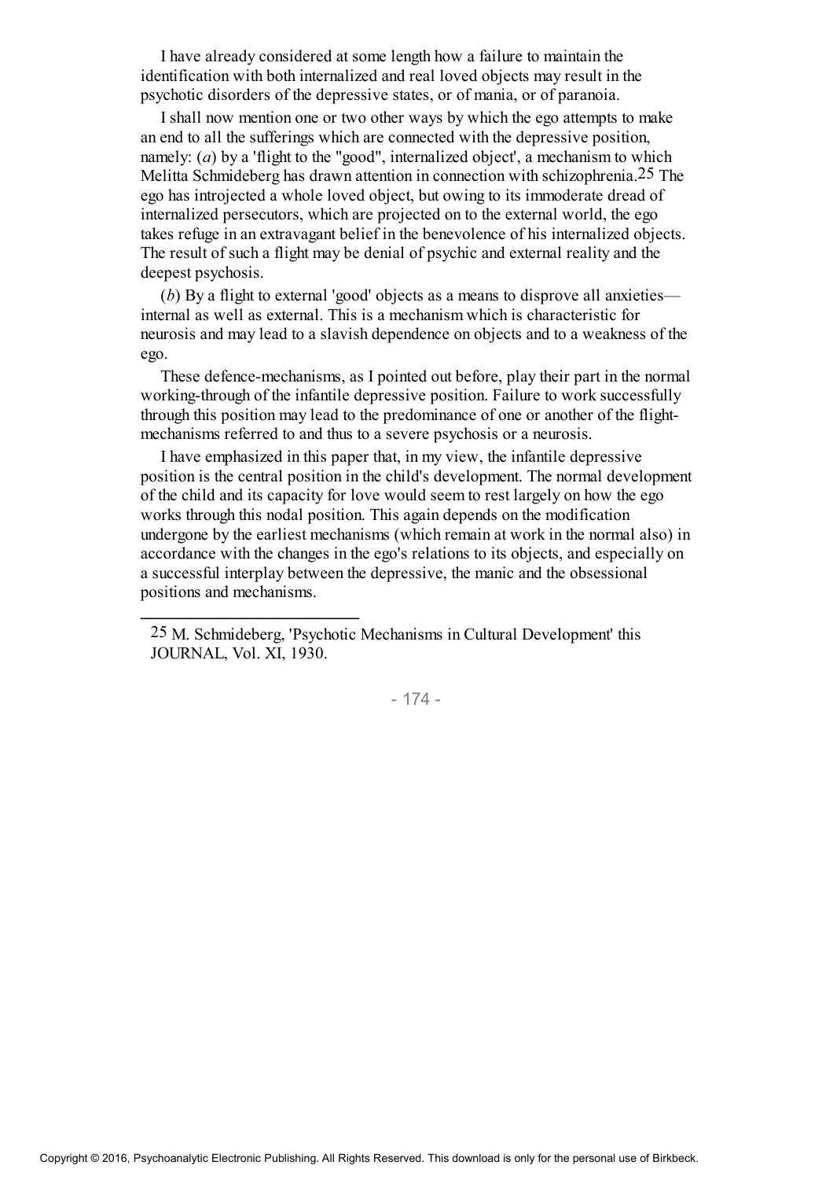I have already considered at some length how a failure to maintain the identification with both internalized and real loved objects may result in the psychotic disorders of the depressive states, or of mania, or of paranoia.

I shall now mention one or two other ways by which the ego attempts to make an end to all the sufferings which are connected with the depressive position, namely: (*a*) by a 'flight to the "good", internalized object', a mechanism to which Melitta Schmideberg has drawn attention in connection with schizophrenia.[25] The ego has introjected a whole loved object, but owing to its immoderate dread of internalized persecutors, which are projected on to the external world, the ego takes refuge in an extravagant belief in the benevolence of his internalized objects. The result of such a flight may be denial of psychic and external reality and the deepest psychosis.

(*b*) By a flight to external 'good' objects as a means to disprove all anxieties—internal as well as external. This is a mechanism which is characteristic for neurosis and may lead to a slavish dependence on objects and to a weakness of the ego.

These defence-mechanisms, as I pointed out before, play their part in the normal working-through of the infantile depressive position. Failure to work successfully through this position may lead to the predominance of one or another of the flight-mechanisms referred to and thus to a severe psychosis or a neurosis.

I have emphasized in this paper that, in my view, the infantile depressive position is the central position in the child's development. The normal development of the child and its capacity for love would seem to rest largely on how the ego works through this nodal position. This again depends on the modification undergone by the earliest mechanisms (which remain at work in the normal also) in accordance with the changes in the ego's relations to its objects, and especially on a successful interplay between the depressive, the manic and the obsessional positions and mechanisms.

---

[25] M. Schmideberg, 'Psychotic Mechanisms in Cultural Development' this JOURNAL, Vol. XI, 1930.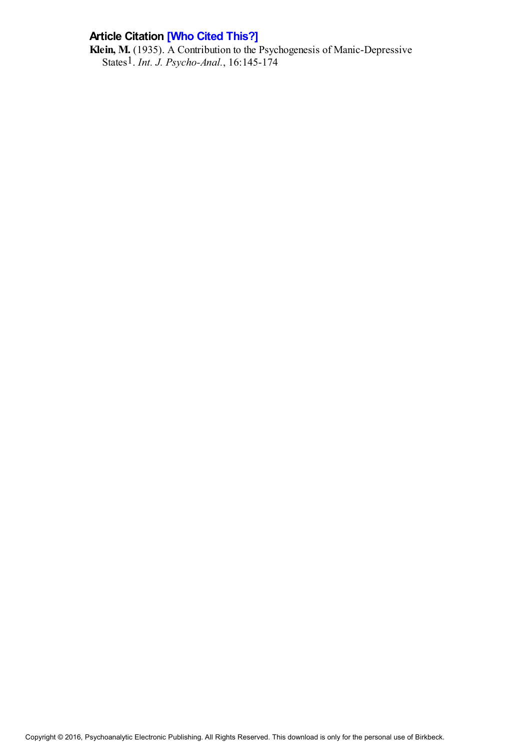**Article Citation [Who Cited This?]**

**Klein, M.** (1935). A Contribution to the Psychogenesis of Manic-Depressive States[1]. *Int. J. Psycho-Anal.*, 16:145-174

Copyright © 2016, Psychoanalytic Electronic Publishing. All Rights Reserved. This download is only for the personal use of Birkbeck.